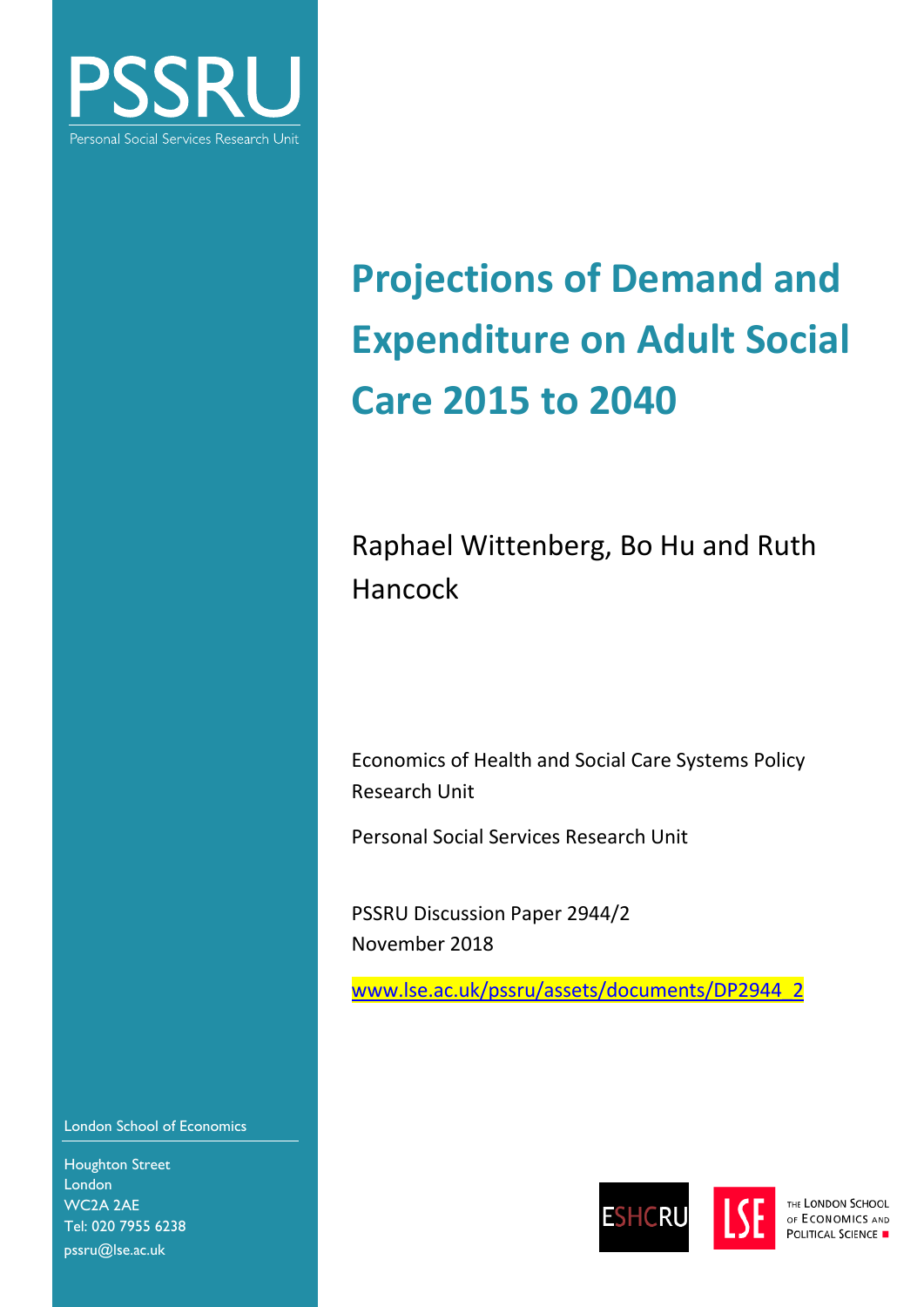PSSRU

Personal Social Services Research Unit

# Projections of Demand and Expenditure on Adult Social Care 2015 to 2040

Raphael Wittenberg, Bo Hu and Ruth Hancock

Economics of Health and Social Care Systems Policy Research Unit

Personal Social Services Research Unit

PSSRU Discussion Paper 2944/2
November 2018

www.lse.ac.uk/pssru/assets/documents/DP2944_2

London School of Economics

Houghton Street
London
WC2A 2AE
Tel: 020 7955 6238
pssru@lse.ac.uk

ESHCRU

LSE THE LONDON SCHOOL OF ECONOMICS AND POLITICAL SCIENCE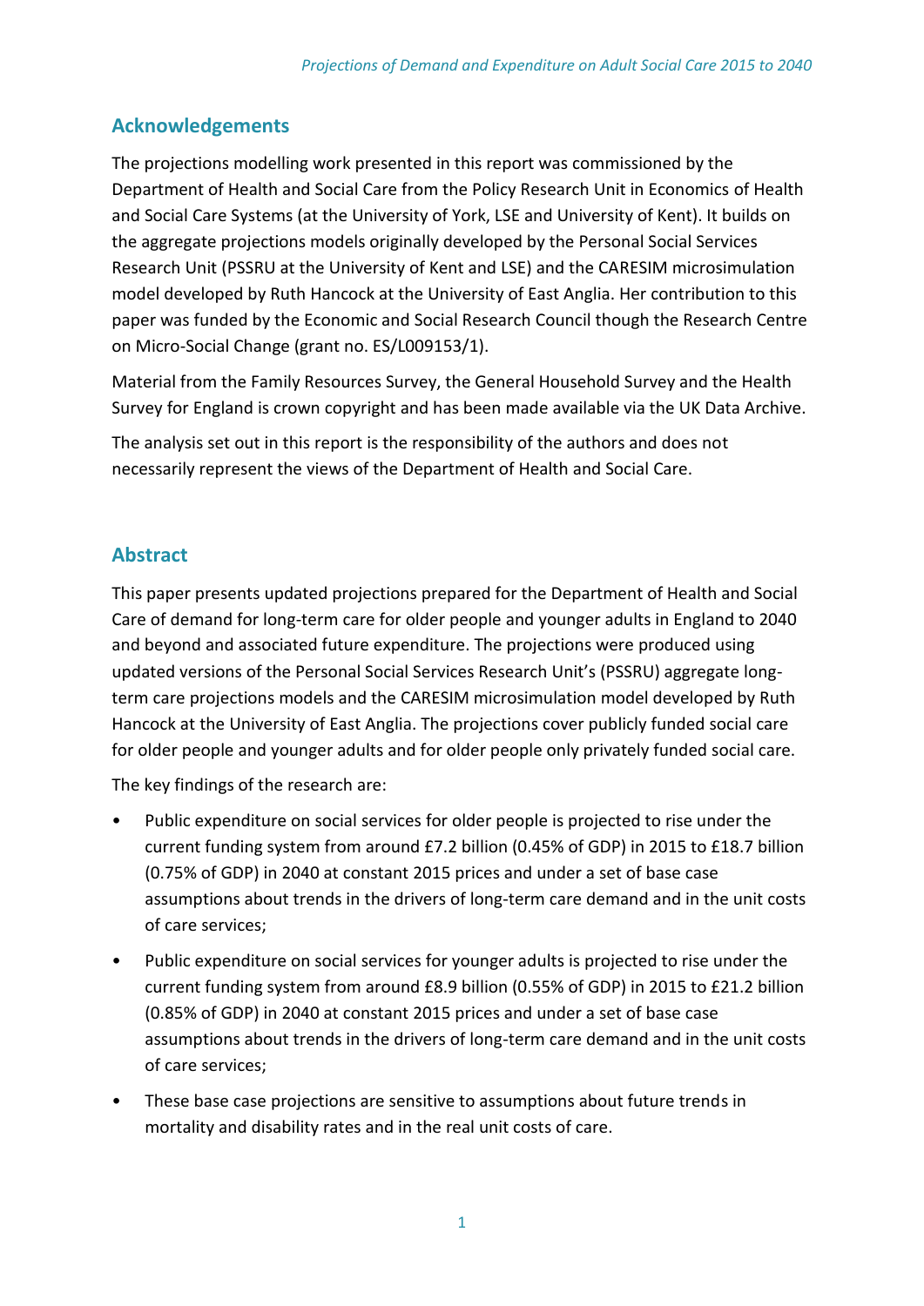## Acknowledgements

The projections modelling work presented in this report was commissioned by the Department of Health and Social Care from the Policy Research Unit in Economics of Health and Social Care Systems (at the University of York, LSE and University of Kent). It builds on the aggregate projections models originally developed by the Personal Social Services Research Unit (PSSRU at the University of Kent and LSE) and the CARESIM microsimulation model developed by Ruth Hancock at the University of East Anglia. Her contribution to this paper was funded by the Economic and Social Research Council though the Research Centre on Micro-Social Change (grant no. ES/L009153/1).

Material from the Family Resources Survey, the General Household Survey and the Health Survey for England is crown copyright and has been made available via the UK Data Archive.

The analysis set out in this report is the responsibility of the authors and does not necessarily represent the views of the Department of Health and Social Care.

## Abstract

This paper presents updated projections prepared for the Department of Health and Social Care of demand for long-term care for older people and younger adults in England to 2040 and beyond and associated future expenditure. The projections were produced using updated versions of the Personal Social Services Research Unit's (PSSRU) aggregate long-term care projections models and the CARESIM microsimulation model developed by Ruth Hancock at the University of East Anglia. The projections cover publicly funded social care for older people and younger adults and for older people only privately funded social care.

The key findings of the research are:

- Public expenditure on social services for older people is projected to rise under the current funding system from around £7.2 billion (0.45% of GDP) in 2015 to £18.7 billion (0.75% of GDP) in 2040 at constant 2015 prices and under a set of base case assumptions about trends in the drivers of long-term care demand and in the unit costs of care services;
- Public expenditure on social services for younger adults is projected to rise under the current funding system from around £8.9 billion (0.55% of GDP) in 2015 to £21.2 billion (0.85% of GDP) in 2040 at constant 2015 prices and under a set of base case assumptions about trends in the drivers of long-term care demand and in the unit costs of care services;
- These base case projections are sensitive to assumptions about future trends in mortality and disability rates and in the real unit costs of care.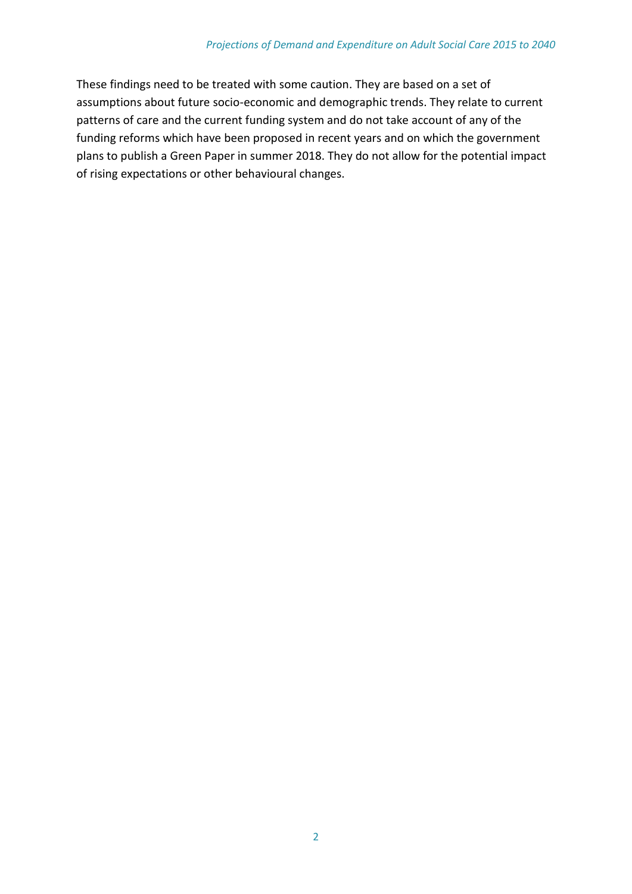These findings need to be treated with some caution. They are based on a set of assumptions about future socio-economic and demographic trends. They relate to current patterns of care and the current funding system and do not take account of any of the funding reforms which have been proposed in recent years and on which the government plans to publish a Green Paper in summer 2018. They do not allow for the potential impact of rising expectations or other behavioural changes.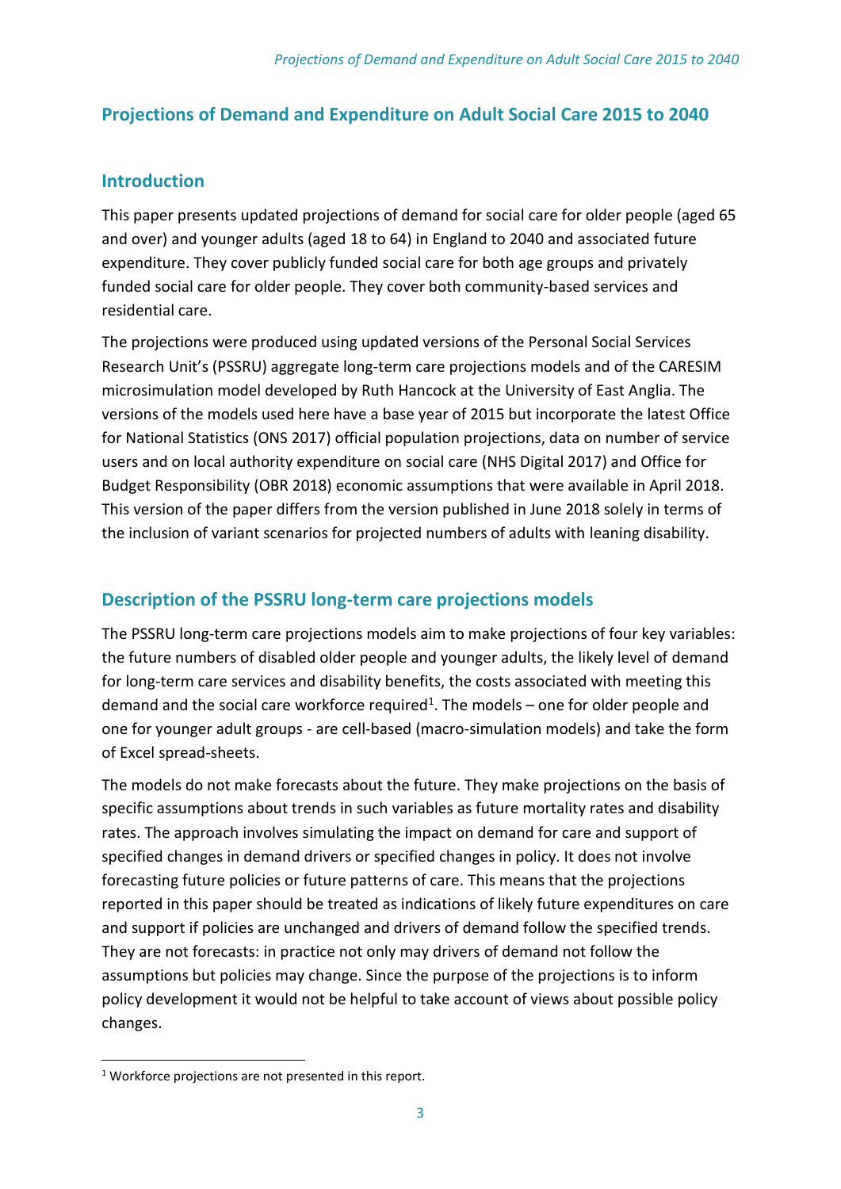## Projections of Demand and Expenditure on Adult Social Care 2015 to 2040

## Introduction

This paper presents updated projections of demand for social care for older people (aged 65 and over) and younger adults (aged 18 to 64) in England to 2040 and associated future expenditure. They cover publicly funded social care for both age groups and privately funded social care for older people. They cover both community-based services and residential care.

The projections were produced using updated versions of the Personal Social Services Research Unit's (PSSRU) aggregate long-term care projections models and of the CARESIM microsimulation model developed by Ruth Hancock at the University of East Anglia. The versions of the models used here have a base year of 2015 but incorporate the latest Office for National Statistics (ONS 2017) official population projections, data on number of service users and on local authority expenditure on social care (NHS Digital 2017) and Office for Budget Responsibility (OBR 2018) economic assumptions that were available in April 2018. This version of the paper differs from the version published in June 2018 solely in terms of the inclusion of variant scenarios for projected numbers of adults with leaning disability.

## Description of the PSSRU long-term care projections models

The PSSRU long-term care projections models aim to make projections of four key variables: the future numbers of disabled older people and younger adults, the likely level of demand for long-term care services and disability benefits, the costs associated with meeting this demand and the social care workforce required[1]. The models – one for older people and one for younger adult groups - are cell-based (macro-simulation models) and take the form of Excel spread-sheets.

The models do not make forecasts about the future. They make projections on the basis of specific assumptions about trends in such variables as future mortality rates and disability rates. The approach involves simulating the impact on demand for care and support of specified changes in demand drivers or specified changes in policy. It does not involve forecasting future policies or future patterns of care. This means that the projections reported in this paper should be treated as indications of likely future expenditures on care and support if policies are unchanged and drivers of demand follow the specified trends. They are not forecasts: in practice not only may drivers of demand not follow the assumptions but policies may change. Since the purpose of the projections is to inform policy development it would not be helpful to take account of views about possible policy changes.

[1] Workforce projections are not presented in this report.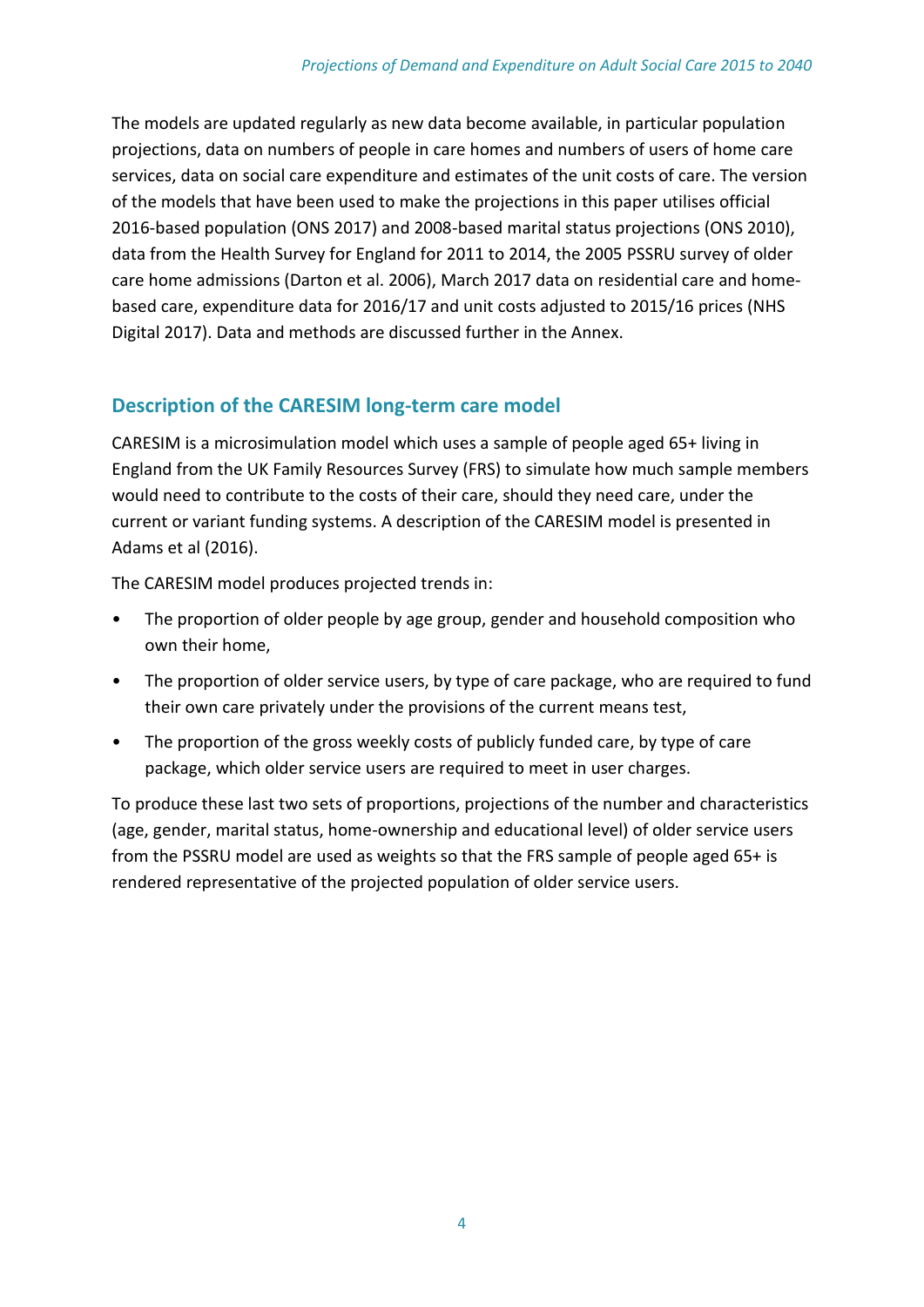The models are updated regularly as new data become available, in particular population projections, data on numbers of people in care homes and numbers of users of home care services, data on social care expenditure and estimates of the unit costs of care. The version of the models that have been used to make the projections in this paper utilises official 2016-based population (ONS 2017) and 2008-based marital status projections (ONS 2010), data from the Health Survey for England for 2011 to 2014, the 2005 PSSRU survey of older care home admissions (Darton et al. 2006), March 2017 data on residential care and home-based care, expenditure data for 2016/17 and unit costs adjusted to 2015/16 prices (NHS Digital 2017). Data and methods are discussed further in the Annex.

## Description of the CARESIM long-term care model

CARESIM is a microsimulation model which uses a sample of people aged 65+ living in England from the UK Family Resources Survey (FRS) to simulate how much sample members would need to contribute to the costs of their care, should they need care, under the current or variant funding systems. A description of the CARESIM model is presented in Adams et al (2016).

The CARESIM model produces projected trends in:

- The proportion of older people by age group, gender and household composition who own their home,
- The proportion of older service users, by type of care package, who are required to fund their own care privately under the provisions of the current means test,
- The proportion of the gross weekly costs of publicly funded care, by type of care package, which older service users are required to meet in user charges.

To produce these last two sets of proportions, projections of the number and characteristics (age, gender, marital status, home-ownership and educational level) of older service users from the PSSRU model are used as weights so that the FRS sample of people aged 65+ is rendered representative of the projected population of older service users.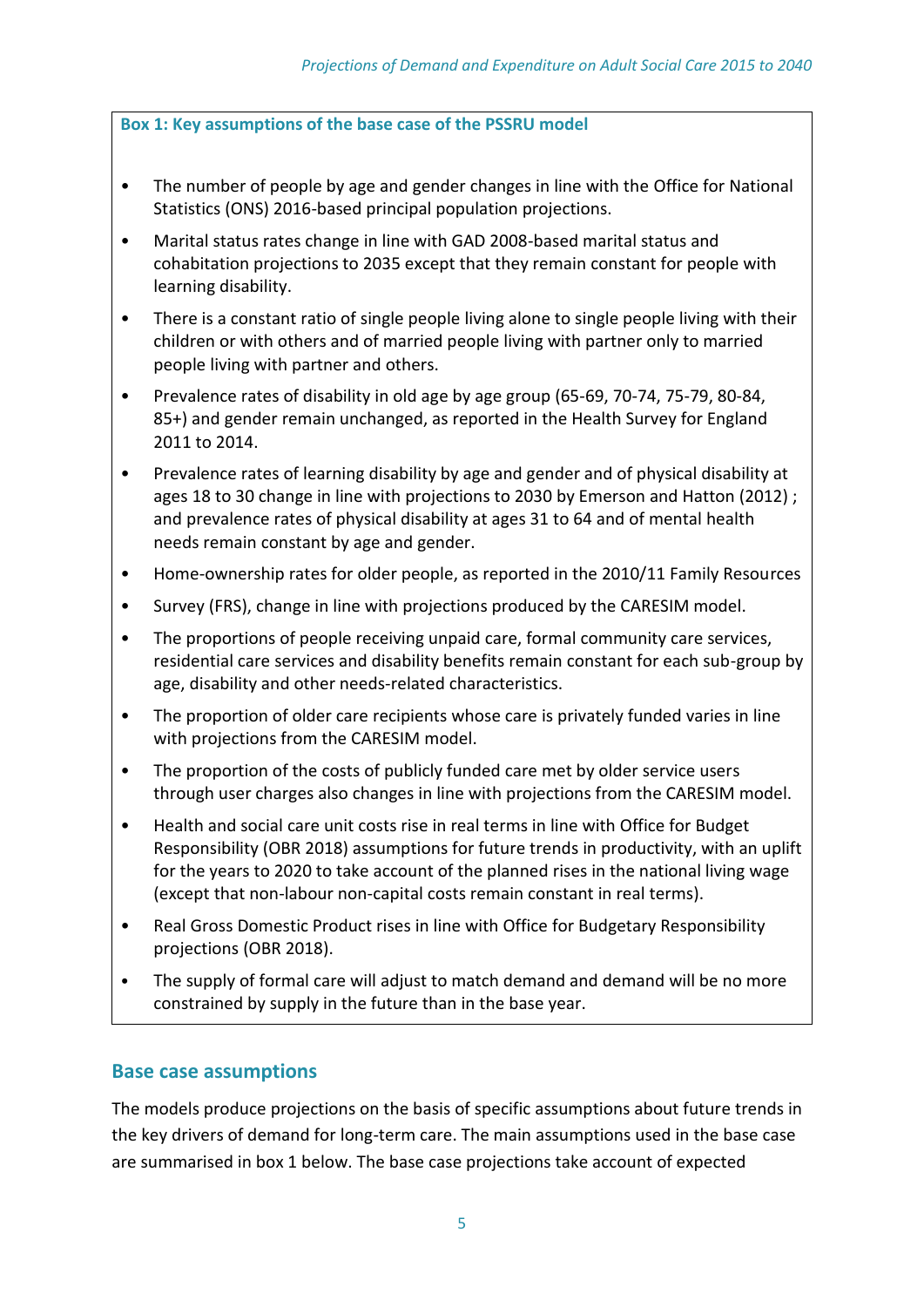**Box 1: Key assumptions of the base case of the PSSRU model**

- The number of people by age and gender changes in line with the Office for National Statistics (ONS) 2016-based principal population projections.
- Marital status rates change in line with GAD 2008-based marital status and cohabitation projections to 2035 except that they remain constant for people with learning disability.
- There is a constant ratio of single people living alone to single people living with their children or with others and of married people living with partner only to married people living with partner and others.
- Prevalence rates of disability in old age by age group (65-69, 70-74, 75-79, 80-84, 85+) and gender remain unchanged, as reported in the Health Survey for England 2011 to 2014.
- Prevalence rates of learning disability by age and gender and of physical disability at ages 18 to 30 change in line with projections to 2030 by Emerson and Hatton (2012) ; and prevalence rates of physical disability at ages 31 to 64 and of mental health needs remain constant by age and gender.
- Home-ownership rates for older people, as reported in the 2010/11 Family Resources
- Survey (FRS), change in line with projections produced by the CARESIM model.
- The proportions of people receiving unpaid care, formal community care services, residential care services and disability benefits remain constant for each sub-group by age, disability and other needs-related characteristics.
- The proportion of older care recipients whose care is privately funded varies in line with projections from the CARESIM model.
- The proportion of the costs of publicly funded care met by older service users through user charges also changes in line with projections from the CARESIM model.
- Health and social care unit costs rise in real terms in line with Office for Budget Responsibility (OBR 2018) assumptions for future trends in productivity, with an uplift for the years to 2020 to take account of the planned rises in the national living wage (except that non-labour non-capital costs remain constant in real terms).
- Real Gross Domestic Product rises in line with Office for Budgetary Responsibility projections (OBR 2018).
- The supply of formal care will adjust to match demand and demand will be no more constrained by supply in the future than in the base year.

## Base case assumptions

The models produce projections on the basis of specific assumptions about future trends in the key drivers of demand for long-term care. The main assumptions used in the base case are summarised in box 1 below. The base case projections take account of expected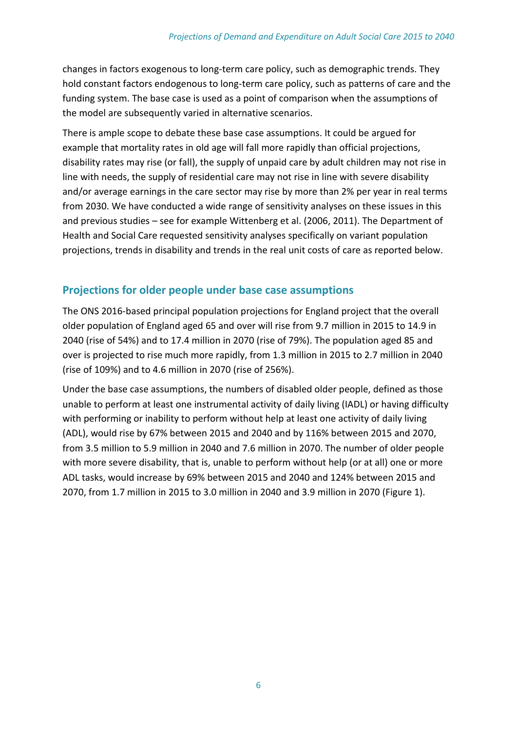changes in factors exogenous to long-term care policy, such as demographic trends. They hold constant factors endogenous to long-term care policy, such as patterns of care and the funding system. The base case is used as a point of comparison when the assumptions of the model are subsequently varied in alternative scenarios.

There is ample scope to debate these base case assumptions. It could be argued for example that mortality rates in old age will fall more rapidly than official projections, disability rates may rise (or fall), the supply of unpaid care by adult children may not rise in line with needs, the supply of residential care may not rise in line with severe disability and/or average earnings in the care sector may rise by more than 2% per year in real terms from 2030. We have conducted a wide range of sensitivity analyses on these issues in this and previous studies – see for example Wittenberg et al. (2006, 2011). The Department of Health and Social Care requested sensitivity analyses specifically on variant population projections, trends in disability and trends in the real unit costs of care as reported below.

## Projections for older people under base case assumptions

The ONS 2016-based principal population projections for England project that the overall older population of England aged 65 and over will rise from 9.7 million in 2015 to 14.9 in 2040 (rise of 54%) and to 17.4 million in 2070 (rise of 79%). The population aged 85 and over is projected to rise much more rapidly, from 1.3 million in 2015 to 2.7 million in 2040 (rise of 109%) and to 4.6 million in 2070 (rise of 256%).

Under the base case assumptions, the numbers of disabled older people, defined as those unable to perform at least one instrumental activity of daily living (IADL) or having difficulty with performing or inability to perform without help at least one activity of daily living (ADL), would rise by 67% between 2015 and 2040 and by 116% between 2015 and 2070, from 3.5 million to 5.9 million in 2040 and 7.6 million in 2070. The number of older people with more severe disability, that is, unable to perform without help (or at all) one or more ADL tasks, would increase by 69% between 2015 and 2040 and 124% between 2015 and 2070, from 1.7 million in 2015 to 3.0 million in 2040 and 3.9 million in 2070 (Figure 1).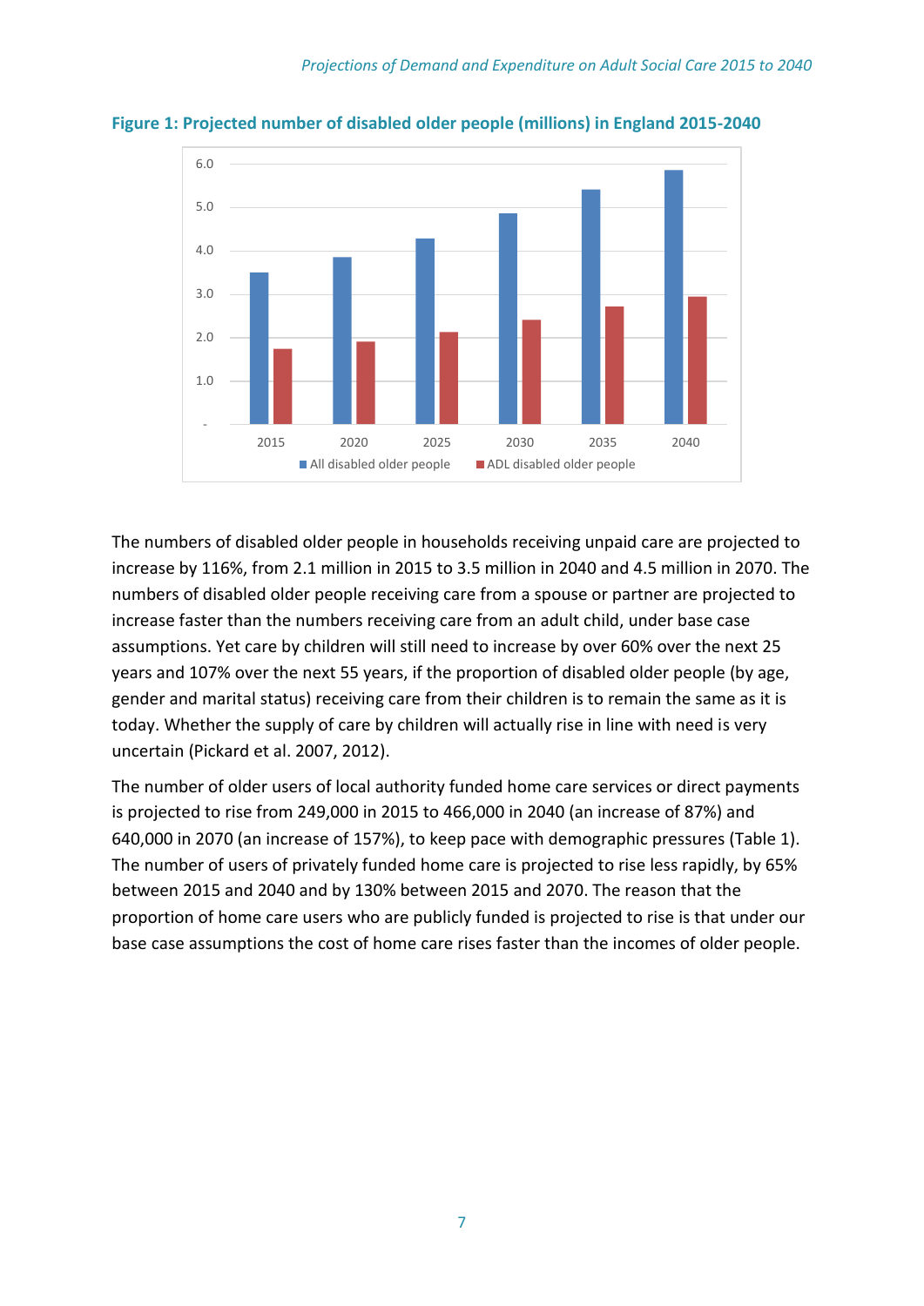**Figure 1: Projected number of disabled older people (millions) in England 2015-2040**

The numbers of disabled older people in households receiving unpaid care are projected to increase by 116%, from 2.1 million in 2015 to 3.5 million in 2040 and 4.5 million in 2070. The numbers of disabled older people receiving care from a spouse or partner are projected to increase faster than the numbers receiving care from an adult child, under base case assumptions. Yet care by children will still need to increase by over 60% over the next 25 years and 107% over the next 55 years, if the proportion of disabled older people (by age, gender and marital status) receiving care from their children is to remain the same as it is today. Whether the supply of care by children will actually rise in line with need is very uncertain (Pickard et al. 2007, 2012).

The number of older users of local authority funded home care services or direct payments is projected to rise from 249,000 in 2015 to 466,000 in 2040 (an increase of 87%) and 640,000 in 2070 (an increase of 157%), to keep pace with demographic pressures (Table 1). The number of users of privately funded home care is projected to rise less rapidly, by 65% between 2015 and 2040 and by 130% between 2015 and 2070. The reason that the proportion of home care users who are publicly funded is projected to rise is that under our base case assumptions the cost of home care rises faster than the incomes of older people.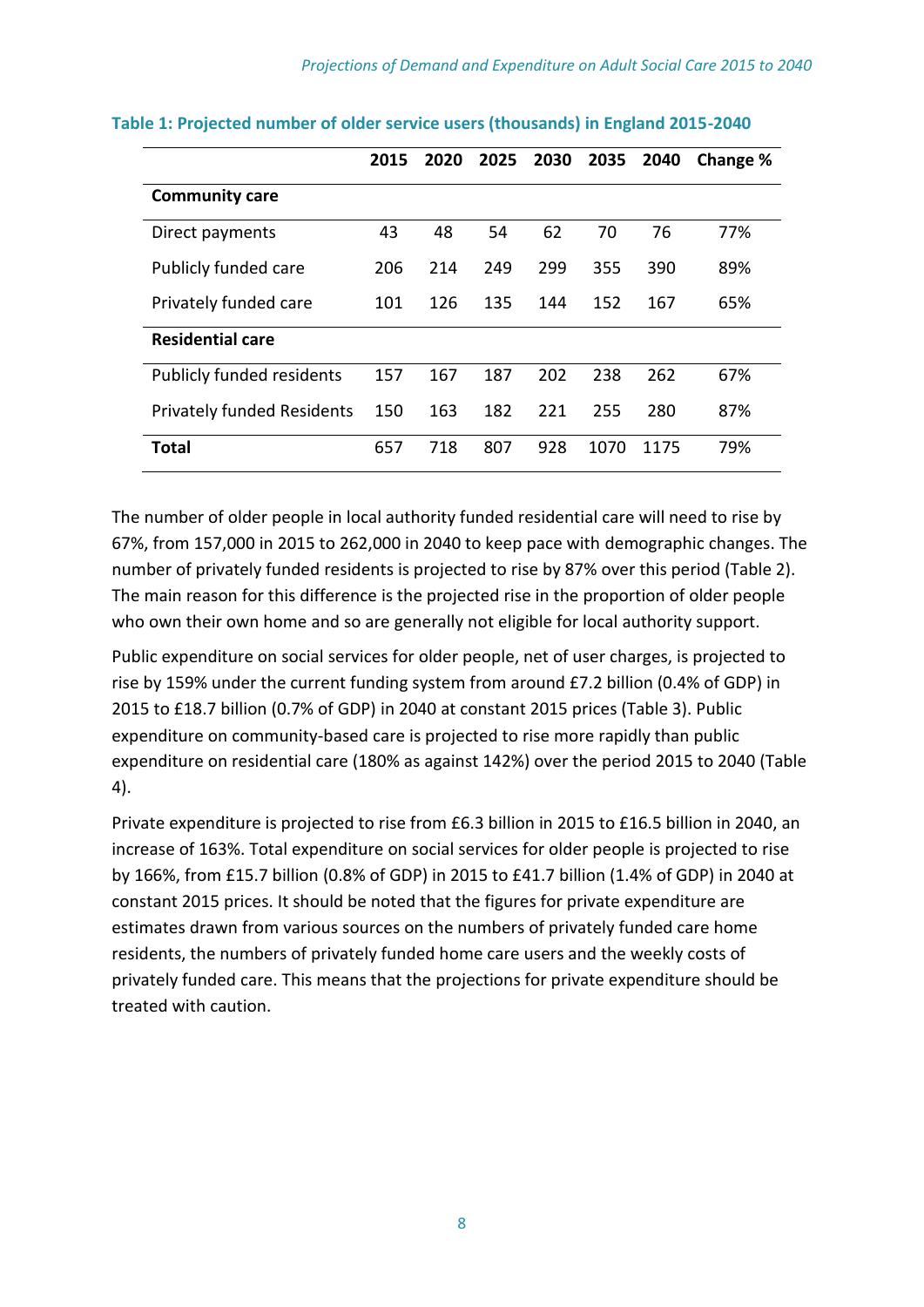**Table 1: Projected number of older service users (thousands) in England 2015-2040**

| | 2015 | 2020 | 2025 | 2030 | 2035 | 2040 | Change % |
|---|---|---|---|---|---|---|---|
| **Community care** | | | | | | | |
| Direct payments | 43 | 48 | 54 | 62 | 70 | 76 | 77% |
| Publicly funded care | 206 | 214 | 249 | 299 | 355 | 390 | 89% |
| Privately funded care | 101 | 126 | 135 | 144 | 152 | 167 | 65% |
| **Residential care** | | | | | | | |
| Publicly funded residents | 157 | 167 | 187 | 202 | 238 | 262 | 67% |
| Privately funded Residents | 150 | 163 | 182 | 221 | 255 | 280 | 87% |
| **Total** | 657 | 718 | 807 | 928 | 1070 | 1175 | 79% |

The number of older people in local authority funded residential care will need to rise by 67%, from 157,000 in 2015 to 262,000 in 2040 to keep pace with demographic changes. The number of privately funded residents is projected to rise by 87% over this period (Table 2). The main reason for this difference is the projected rise in the proportion of older people who own their own home and so are generally not eligible for local authority support.

Public expenditure on social services for older people, net of user charges, is projected to rise by 159% under the current funding system from around £7.2 billion (0.4% of GDP) in 2015 to £18.7 billion (0.7% of GDP) in 2040 at constant 2015 prices (Table 3). Public expenditure on community-based care is projected to rise more rapidly than public expenditure on residential care (180% as against 142%) over the period 2015 to 2040 (Table 4).

Private expenditure is projected to rise from £6.3 billion in 2015 to £16.5 billion in 2040, an increase of 163%. Total expenditure on social services for older people is projected to rise by 166%, from £15.7 billion (0.8% of GDP) in 2015 to £41.7 billion (1.4% of GDP) in 2040 at constant 2015 prices. It should be noted that the figures for private expenditure are estimates drawn from various sources on the numbers of privately funded care home residents, the numbers of privately funded home care users and the weekly costs of privately funded care. This means that the projections for private expenditure should be treated with caution.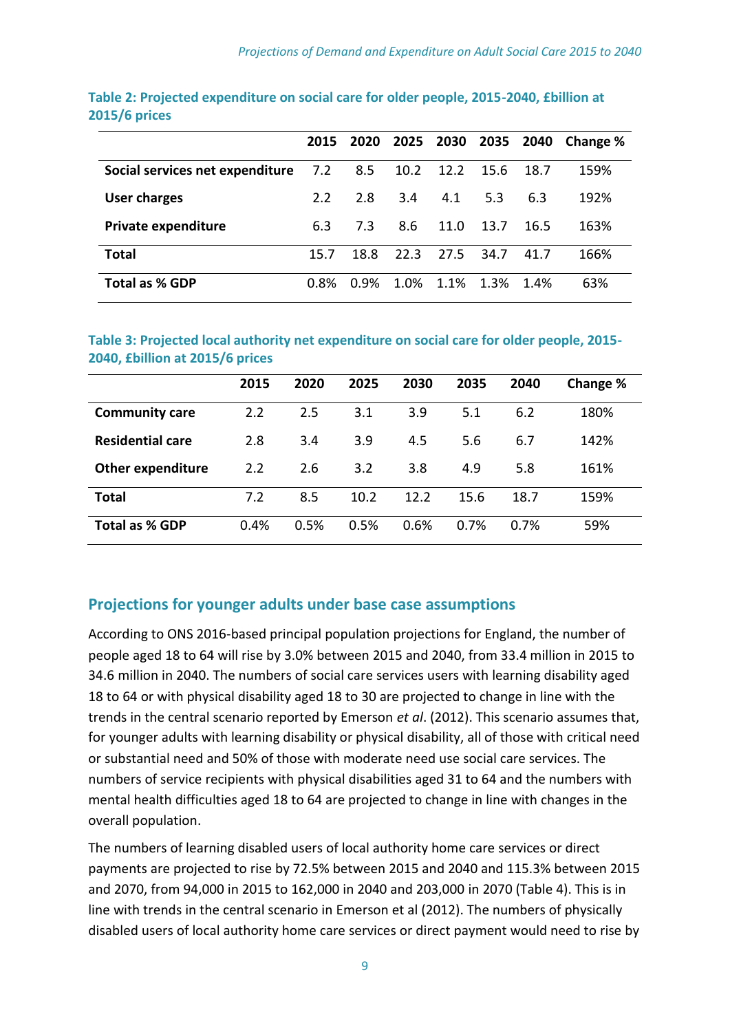**Table 2: Projected expenditure on social care for older people, 2015-2040, £billion at 2015/6 prices**

| | 2015 | 2020 | 2025 | 2030 | 2035 | 2040 | Change % |
|---|---|---|---|---|---|---|---|
| **Social services net expenditure** | 7.2 | 8.5 | 10.2 | 12.2 | 15.6 | 18.7 | 159% |
| **User charges** | 2.2 | 2.8 | 3.4 | 4.1 | 5.3 | 6.3 | 192% |
| **Private expenditure** | 6.3 | 7.3 | 8.6 | 11.0 | 13.7 | 16.5 | 163% |
| **Total** | 15.7 | 18.8 | 22.3 | 27.5 | 34.7 | 41.7 | 166% |
| **Total as % GDP** | 0.8% | 0.9% | 1.0% | 1.1% | 1.3% | 1.4% | 63% |

**Table 3: Projected local authority net expenditure on social care for older people, 2015-2040, £billion at 2015/6 prices**

| | 2015 | 2020 | 2025 | 2030 | 2035 | 2040 | Change % |
|---|---|---|---|---|---|---|---|
| **Community care** | 2.2 | 2.5 | 3.1 | 3.9 | 5.1 | 6.2 | 180% |
| **Residential care** | 2.8 | 3.4 | 3.9 | 4.5 | 5.6 | 6.7 | 142% |
| **Other expenditure** | 2.2 | 2.6 | 3.2 | 3.8 | 4.9 | 5.8 | 161% |
| **Total** | 7.2 | 8.5 | 10.2 | 12.2 | 15.6 | 18.7 | 159% |
| **Total as % GDP** | 0.4% | 0.5% | 0.5% | 0.6% | 0.7% | 0.7% | 59% |

## Projections for younger adults under base case assumptions

According to ONS 2016-based principal population projections for England, the number of people aged 18 to 64 will rise by 3.0% between 2015 and 2040, from 33.4 million in 2015 to 34.6 million in 2040. The numbers of social care services users with learning disability aged 18 to 64 or with physical disability aged 18 to 30 are projected to change in line with the trends in the central scenario reported by Emerson *et al*. (2012). This scenario assumes that, for younger adults with learning disability or physical disability, all of those with critical need or substantial need and 50% of those with moderate need use social care services. The numbers of service recipients with physical disabilities aged 31 to 64 and the numbers with mental health difficulties aged 18 to 64 are projected to change in line with changes in the overall population.

The numbers of learning disabled users of local authority home care services or direct payments are projected to rise by 72.5% between 2015 and 2040 and 115.3% between 2015 and 2070, from 94,000 in 2015 to 162,000 in 2040 and 203,000 in 2070 (Table 4). This is in line with trends in the central scenario in Emerson et al (2012). The numbers of physically disabled users of local authority home care services or direct payment would need to rise by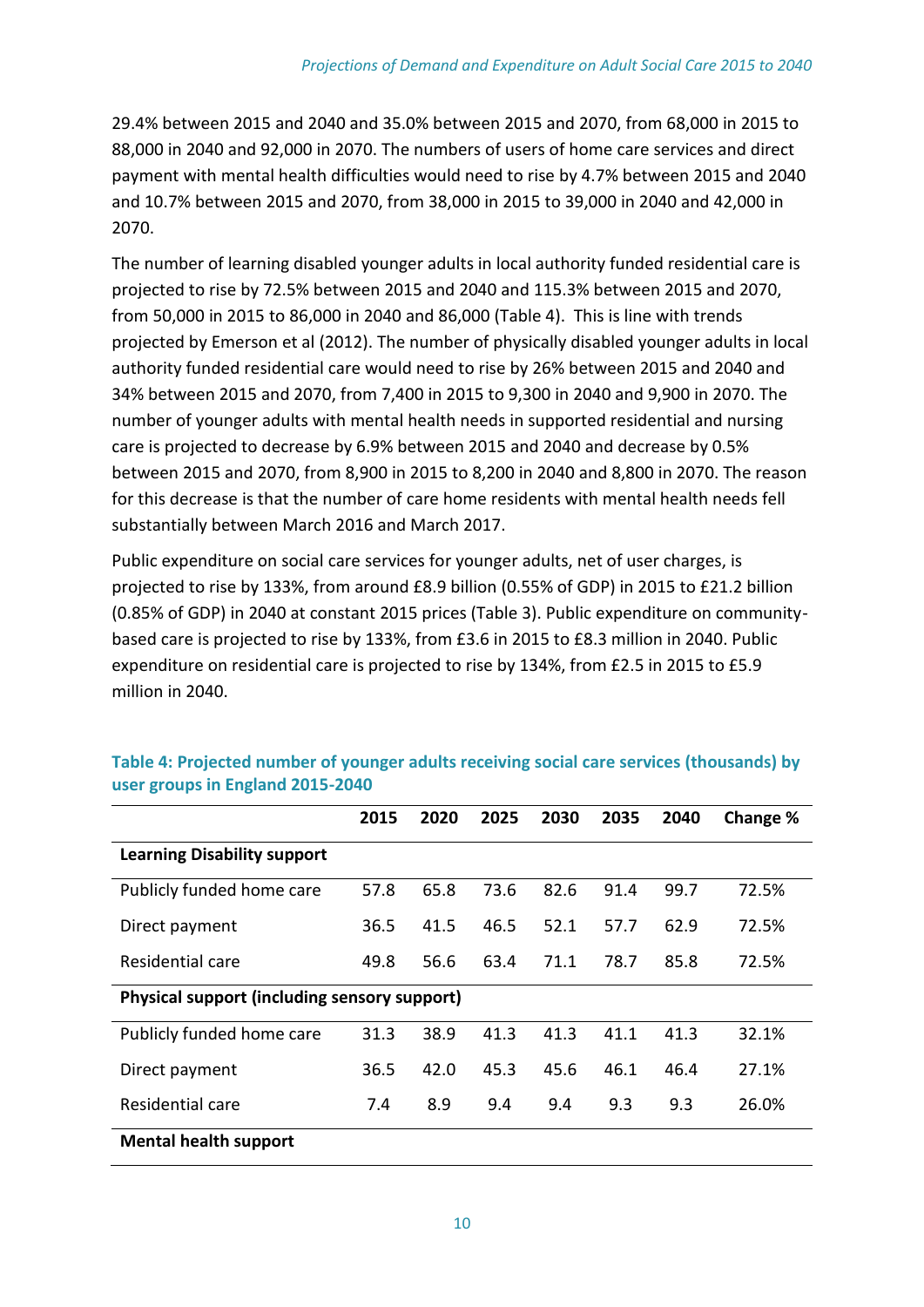29.4% between 2015 and 2040 and 35.0% between 2015 and 2070, from 68,000 in 2015 to 88,000 in 2040 and 92,000 in 2070. The numbers of users of home care services and direct payment with mental health difficulties would need to rise by 4.7% between 2015 and 2040 and 10.7% between 2015 and 2070, from 38,000 in 2015 to 39,000 in 2040 and 42,000 in 2070.

The number of learning disabled younger adults in local authority funded residential care is projected to rise by 72.5% between 2015 and 2040 and 115.3% between 2015 and 2070, from 50,000 in 2015 to 86,000 in 2040 and 86,000 (Table 4). This is line with trends projected by Emerson et al (2012). The number of physically disabled younger adults in local authority funded residential care would need to rise by 26% between 2015 and 2040 and 34% between 2015 and 2070, from 7,400 in 2015 to 9,300 in 2040 and 9,900 in 2070. The number of younger adults with mental health needs in supported residential and nursing care is projected to decrease by 6.9% between 2015 and 2040 and decrease by 0.5% between 2015 and 2070, from 8,900 in 2015 to 8,200 in 2040 and 8,800 in 2070. The reason for this decrease is that the number of care home residents with mental health needs fell substantially between March 2016 and March 2017.

Public expenditure on social care services for younger adults, net of user charges, is projected to rise by 133%, from around £8.9 billion (0.55% of GDP) in 2015 to £21.2 billion (0.85% of GDP) in 2040 at constant 2015 prices (Table 3). Public expenditure on community-based care is projected to rise by 133%, from £3.6 in 2015 to £8.3 million in 2040. Public expenditure on residential care is projected to rise by 134%, from £2.5 in 2015 to £5.9 million in 2040.

**Table 4: Projected number of younger adults receiving social care services (thousands) by user groups in England 2015-2040**

| | 2015 | 2020 | 2025 | 2030 | 2035 | 2040 | Change % |
|---|---|---|---|---|---|---|---|
| **Learning Disability support** | | | | | | | |
| Publicly funded home care | 57.8 | 65.8 | 73.6 | 82.6 | 91.4 | 99.7 | 72.5% |
| Direct payment | 36.5 | 41.5 | 46.5 | 52.1 | 57.7 | 62.9 | 72.5% |
| Residential care | 49.8 | 56.6 | 63.4 | 71.1 | 78.7 | 85.8 | 72.5% |
| **Physical support (including sensory support)** | | | | | | | |
| Publicly funded home care | 31.3 | 38.9 | 41.3 | 41.3 | 41.1 | 41.3 | 32.1% |
| Direct payment | 36.5 | 42.0 | 45.3 | 45.6 | 46.1 | 46.4 | 27.1% |
| Residential care | 7.4 | 8.9 | 9.4 | 9.4 | 9.3 | 9.3 | 26.0% |
| **Mental health support** | | | | | | | |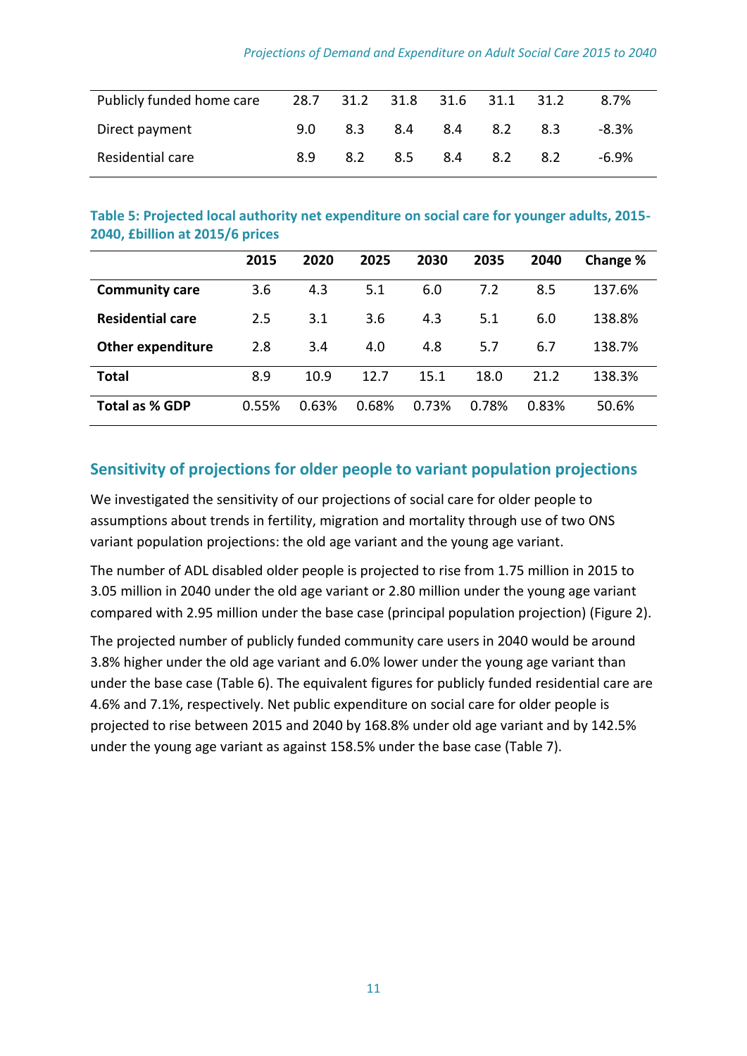| | | | | | | | |
|---|---|---|---|---|---|---|---|
| Publicly funded home care | 28.7 | 31.2 | 31.8 | 31.6 | 31.1 | 31.2 | 8.7% |
| Direct payment | 9.0 | 8.3 | 8.4 | 8.4 | 8.2 | 8.3 | -8.3% |
| Residential care | 8.9 | 8.2 | 8.5 | 8.4 | 8.2 | 8.2 | -6.9% |

**Table 5: Projected local authority net expenditure on social care for younger adults, 2015-2040, £billion at 2015/6 prices**

| | 2015 | 2020 | 2025 | 2030 | 2035 | 2040 | Change % |
|---|---|---|---|---|---|---|---|
| **Community care** | 3.6 | 4.3 | 5.1 | 6.0 | 7.2 | 8.5 | 137.6% |
| **Residential care** | 2.5 | 3.1 | 3.6 | 4.3 | 5.1 | 6.0 | 138.8% |
| **Other expenditure** | 2.8 | 3.4 | 4.0 | 4.8 | 5.7 | 6.7 | 138.7% |
| **Total** | 8.9 | 10.9 | 12.7 | 15.1 | 18.0 | 21.2 | 138.3% |
| **Total as % GDP** | 0.55% | 0.63% | 0.68% | 0.73% | 0.78% | 0.83% | 50.6% |

## Sensitivity of projections for older people to variant population projections

We investigated the sensitivity of our projections of social care for older people to assumptions about trends in fertility, migration and mortality through use of two ONS variant population projections: the old age variant and the young age variant.

The number of ADL disabled older people is projected to rise from 1.75 million in 2015 to 3.05 million in 2040 under the old age variant or 2.80 million under the young age variant compared with 2.95 million under the base case (principal population projection) (Figure 2).

The projected number of publicly funded community care users in 2040 would be around 3.8% higher under the old age variant and 6.0% lower under the young age variant than under the base case (Table 6). The equivalent figures for publicly funded residential care are 4.6% and 7.1%, respectively. Net public expenditure on social care for older people is projected to rise between 2015 and 2040 by 168.8% under old age variant and by 142.5% under the young age variant as against 158.5% under the base case (Table 7).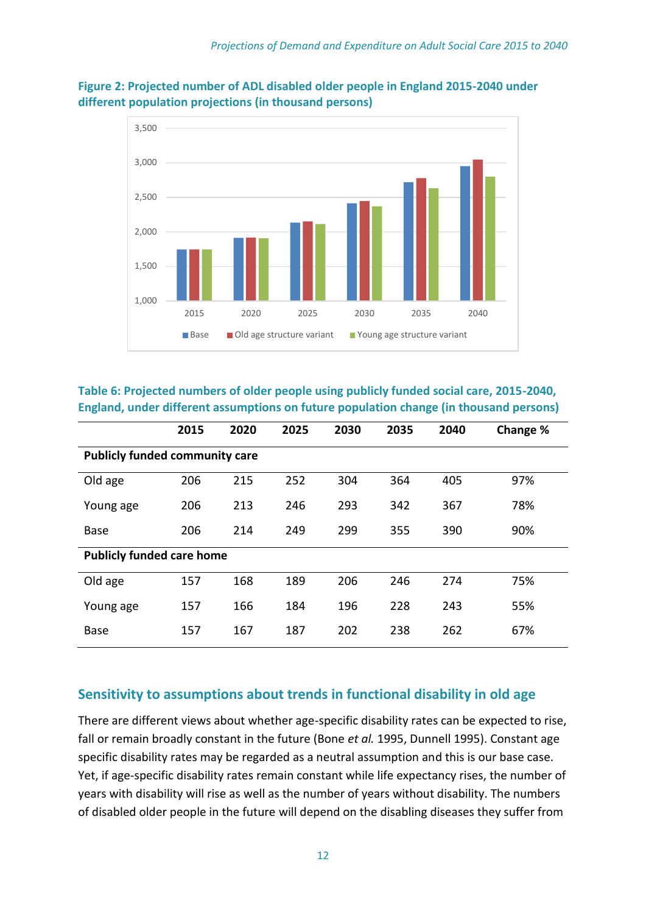**Figure 2: Projected number of ADL disabled older people in England 2015-2040 under different population projections (in thousand persons)**

**Table 6: Projected numbers of older people using publicly funded social care, 2015-2040, England, under different assumptions on future population change (in thousand persons)**

| | 2015 | 2020 | 2025 | 2030 | 2035 | 2040 | Change % |
|---|---|---|---|---|---|---|---|
| **Publicly funded community care** | | | | | | | |
| Old age | 206 | 215 | 252 | 304 | 364 | 405 | 97% |
| Young age | 206 | 213 | 246 | 293 | 342 | 367 | 78% |
| Base | 206 | 214 | 249 | 299 | 355 | 390 | 90% |
| **Publicly funded care home** | | | | | | | |
| Old age | 157 | 168 | 189 | 206 | 246 | 274 | 75% |
| Young age | 157 | 166 | 184 | 196 | 228 | 243 | 55% |
| Base | 157 | 167 | 187 | 202 | 238 | 262 | 67% |

## Sensitivity to assumptions about trends in functional disability in old age

There are different views about whether age-specific disability rates can be expected to rise, fall or remain broadly constant in the future (Bone *et al.* 1995, Dunnell 1995). Constant age specific disability rates may be regarded as a neutral assumption and this is our base case. Yet, if age-specific disability rates remain constant while life expectancy rises, the number of years with disability will rise as well as the number of years without disability. The numbers of disabled older people in the future will depend on the disabling diseases they suffer from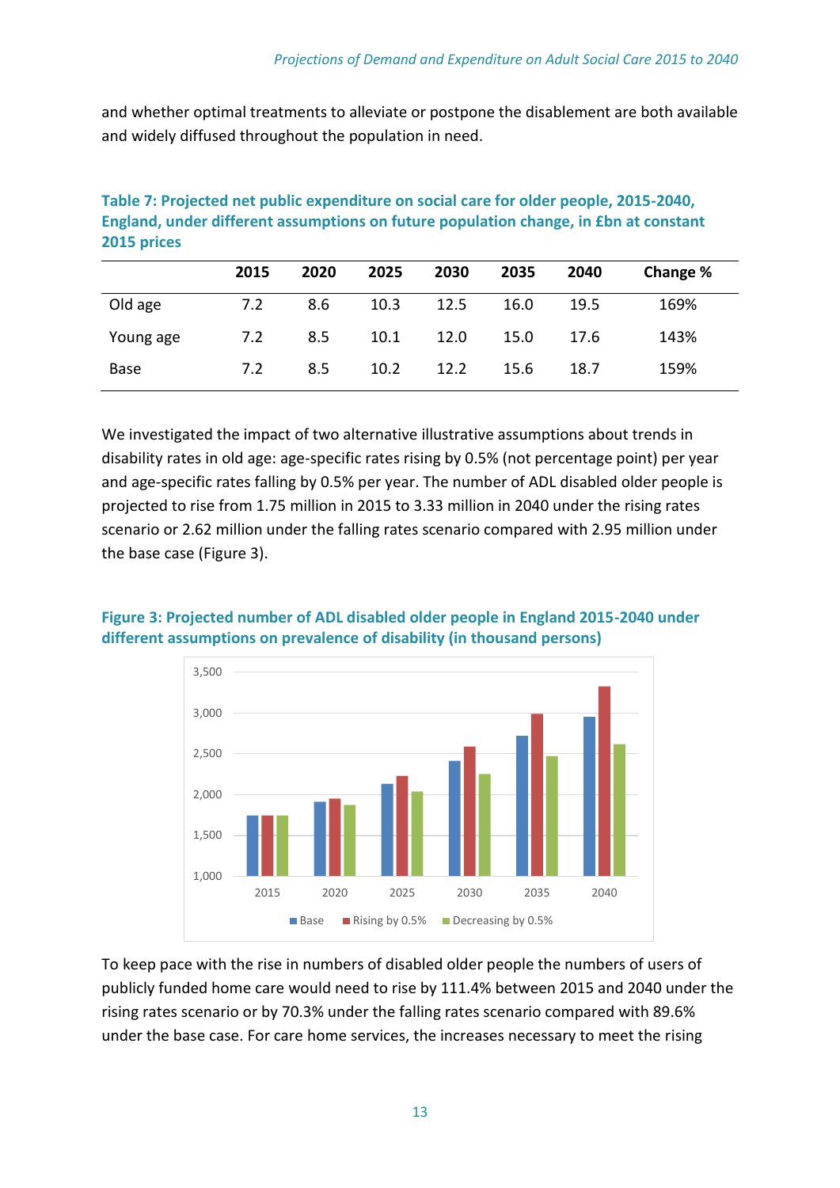and whether optimal treatments to alleviate or postpone the disablement are both available and widely diffused throughout the population in need.

**Table 7: Projected net public expenditure on social care for older people, 2015-2040, England, under different assumptions on future population change, in £bn at constant 2015 prices**

| | 2015 | 2020 | 2025 | 2030 | 2035 | 2040 | Change % |
|---|---|---|---|---|---|---|---|
| Old age | 7.2 | 8.6 | 10.3 | 12.5 | 16.0 | 19.5 | 169% |
| Young age | 7.2 | 8.5 | 10.1 | 12.0 | 15.0 | 17.6 | 143% |
| Base | 7.2 | 8.5 | 10.2 | 12.2 | 15.6 | 18.7 | 159% |

We investigated the impact of two alternative illustrative assumptions about trends in disability rates in old age: age-specific rates rising by 0.5% (not percentage point) per year and age-specific rates falling by 0.5% per year. The number of ADL disabled older people is projected to rise from 1.75 million in 2015 to 3.33 million in 2040 under the rising rates scenario or 2.62 million under the falling rates scenario compared with 2.95 million under the base case (Figure 3).

**Figure 3: Projected number of ADL disabled older people in England 2015-2040 under different assumptions on prevalence of disability (in thousand persons)**

To keep pace with the rise in numbers of disabled older people the numbers of users of publicly funded home care would need to rise by 111.4% between 2015 and 2040 under the rising rates scenario or by 70.3% under the falling rates scenario compared with 89.6% under the base case. For care home services, the increases necessary to meet the rising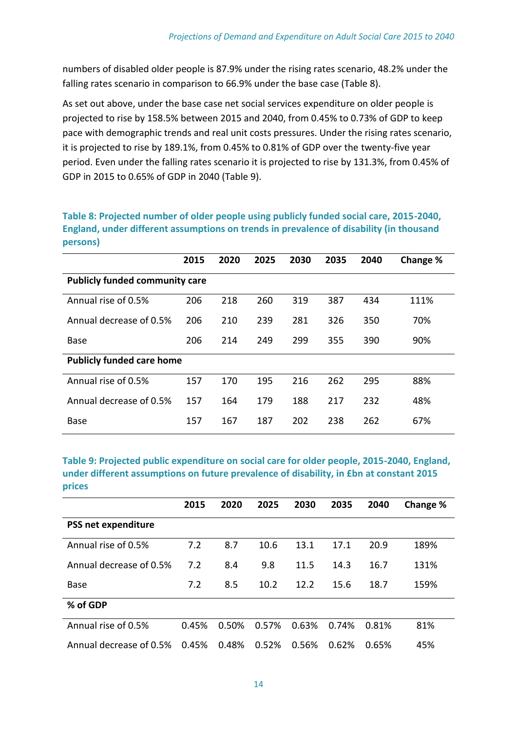numbers of disabled older people is 87.9% under the rising rates scenario, 48.2% under the falling rates scenario in comparison to 66.9% under the base case (Table 8).

As set out above, under the base case net social services expenditure on older people is projected to rise by 158.5% between 2015 and 2040, from 0.45% to 0.73% of GDP to keep pace with demographic trends and real unit costs pressures. Under the rising rates scenario, it is projected to rise by 189.1%, from 0.45% to 0.81% of GDP over the twenty-five year period. Even under the falling rates scenario it is projected to rise by 131.3%, from 0.45% of GDP in 2015 to 0.65% of GDP in 2040 (Table 9).

**Table 8: Projected number of older people using publicly funded social care, 2015-2040, England, under different assumptions on trends in prevalence of disability (in thousand persons)**

| | 2015 | 2020 | 2025 | 2030 | 2035 | 2040 | Change % |
|---|---|---|---|---|---|---|---|
| **Publicly funded community care** | | | | | | | |
| Annual rise of 0.5% | 206 | 218 | 260 | 319 | 387 | 434 | 111% |
| Annual decrease of 0.5% | 206 | 210 | 239 | 281 | 326 | 350 | 70% |
| Base | 206 | 214 | 249 | 299 | 355 | 390 | 90% |
| **Publicly funded care home** | | | | | | | |
| Annual rise of 0.5% | 157 | 170 | 195 | 216 | 262 | 295 | 88% |
| Annual decrease of 0.5% | 157 | 164 | 179 | 188 | 217 | 232 | 48% |
| Base | 157 | 167 | 187 | 202 | 238 | 262 | 67% |

**Table 9: Projected public expenditure on social care for older people, 2015-2040, England, under different assumptions on future prevalence of disability, in £bn at constant 2015 prices**

| | 2015 | 2020 | 2025 | 2030 | 2035 | 2040 | Change % |
|---|---|---|---|---|---|---|---|
| **PSS net expenditure** | | | | | | | |
| Annual rise of 0.5% | 7.2 | 8.7 | 10.6 | 13.1 | 17.1 | 20.9 | 189% |
| Annual decrease of 0.5% | 7.2 | 8.4 | 9.8 | 11.5 | 14.3 | 16.7 | 131% |
| Base | 7.2 | 8.5 | 10.2 | 12.2 | 15.6 | 18.7 | 159% |
| **% of GDP** | | | | | | | |
| Annual rise of 0.5% | 0.45% | 0.50% | 0.57% | 0.63% | 0.74% | 0.81% | 81% |
| Annual decrease of 0.5% | 0.45% | 0.48% | 0.52% | 0.56% | 0.62% | 0.65% | 45% |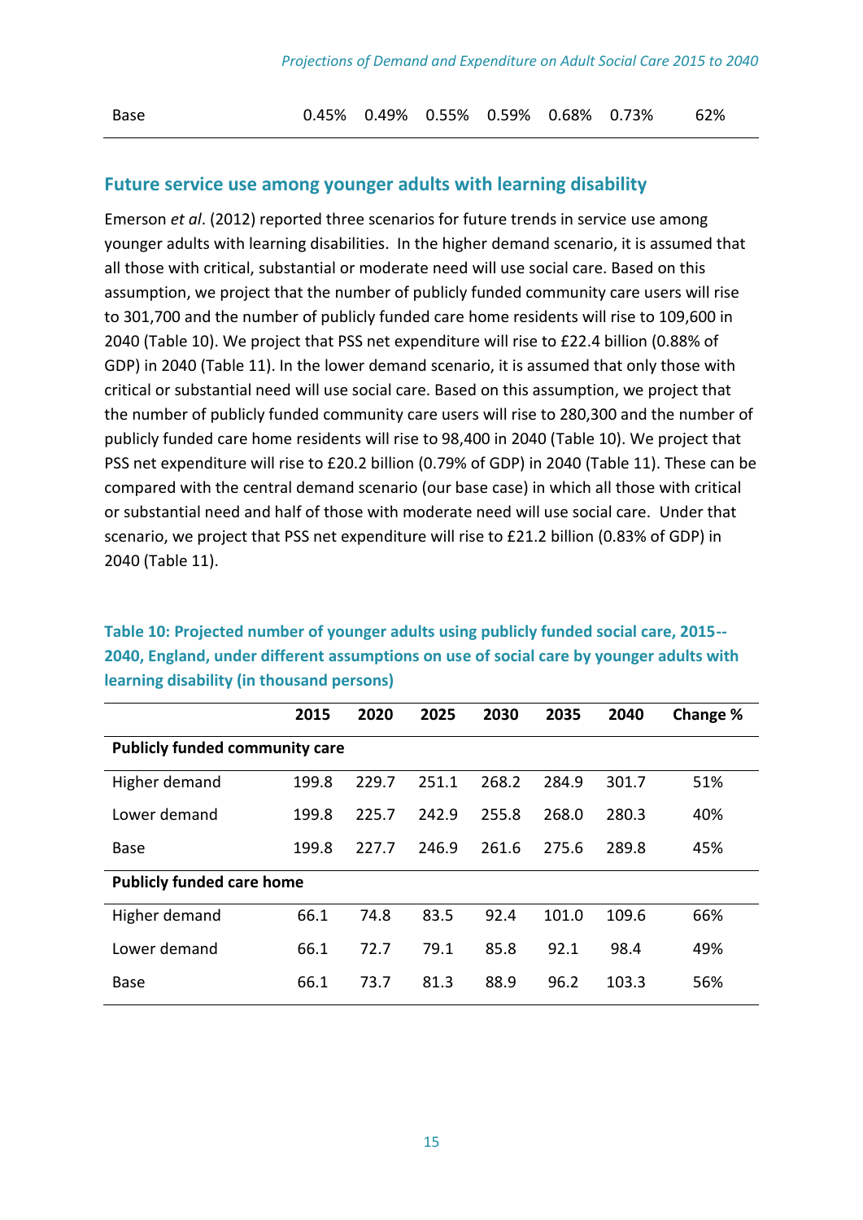| Base | 0.45% | 0.49% | 0.55% | 0.59% | 0.68% | 0.73% | 62% |
|---|---|---|---|---|---|---|---|

## Future service use among younger adults with learning disability

Emerson *et al*. (2012) reported three scenarios for future trends in service use among younger adults with learning disabilities. In the higher demand scenario, it is assumed that all those with critical, substantial or moderate need will use social care. Based on this assumption, we project that the number of publicly funded community care users will rise to 301,700 and the number of publicly funded care home residents will rise to 109,600 in 2040 (Table 10). We project that PSS net expenditure will rise to £22.4 billion (0.88% of GDP) in 2040 (Table 11). In the lower demand scenario, it is assumed that only those with critical or substantial need will use social care. Based on this assumption, we project that the number of publicly funded community care users will rise to 280,300 and the number of publicly funded care home residents will rise to 98,400 in 2040 (Table 10). We project that PSS net expenditure will rise to £20.2 billion (0.79% of GDP) in 2040 (Table 11). These can be compared with the central demand scenario (our base case) in which all those with critical or substantial need and half of those with moderate need will use social care. Under that scenario, we project that PSS net expenditure will rise to £21.2 billion (0.83% of GDP) in 2040 (Table 11).

**Table 10: Projected number of younger adults using publicly funded social care, 2015--2040, England, under different assumptions on use of social care by younger adults with learning disability (in thousand persons)**

| | 2015 | 2020 | 2025 | 2030 | 2035 | 2040 | Change % |
|---|---|---|---|---|---|---|---|
| **Publicly funded community care** | | | | | | | |
| Higher demand | 199.8 | 229.7 | 251.1 | 268.2 | 284.9 | 301.7 | 51% |
| Lower demand | 199.8 | 225.7 | 242.9 | 255.8 | 268.0 | 280.3 | 40% |
| Base | 199.8 | 227.7 | 246.9 | 261.6 | 275.6 | 289.8 | 45% |
| **Publicly funded care home** | | | | | | | |
| Higher demand | 66.1 | 74.8 | 83.5 | 92.4 | 101.0 | 109.6 | 66% |
| Lower demand | 66.1 | 72.7 | 79.1 | 85.8 | 92.1 | 98.4 | 49% |
| Base | 66.1 | 73.7 | 81.3 | 88.9 | 96.2 | 103.3 | 56% |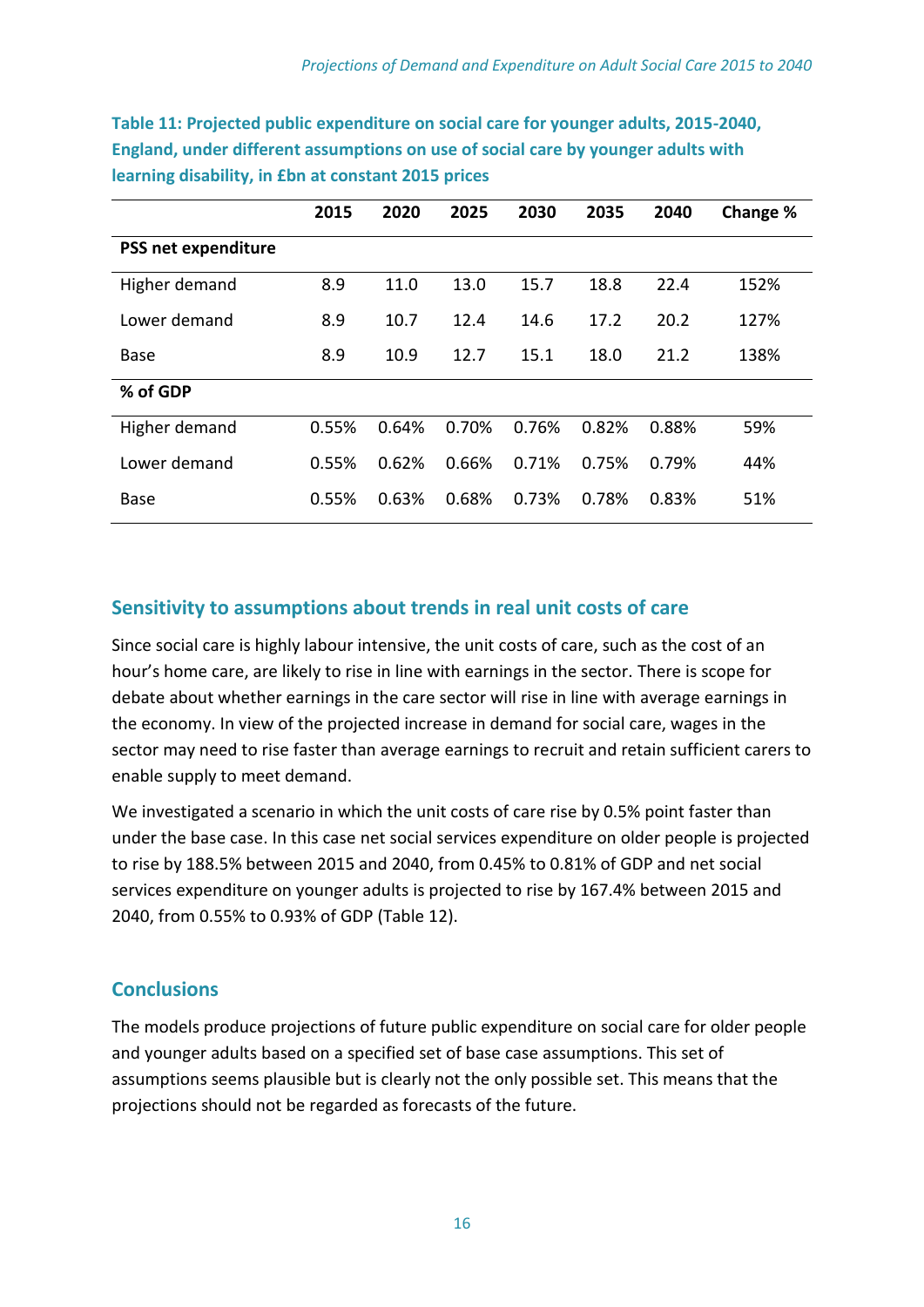**Table 11: Projected public expenditure on social care for younger adults, 2015-2040, England, under different assumptions on use of social care by younger adults with learning disability, in £bn at constant 2015 prices**

| | 2015 | 2020 | 2025 | 2030 | 2035 | 2040 | Change % |
|---|---|---|---|---|---|---|---|
| **PSS net expenditure** | | | | | | | |
| Higher demand | 8.9 | 11.0 | 13.0 | 15.7 | 18.8 | 22.4 | 152% |
| Lower demand | 8.9 | 10.7 | 12.4 | 14.6 | 17.2 | 20.2 | 127% |
| Base | 8.9 | 10.9 | 12.7 | 15.1 | 18.0 | 21.2 | 138% |
| **% of GDP** | | | | | | | |
| Higher demand | 0.55% | 0.64% | 0.70% | 0.76% | 0.82% | 0.88% | 59% |
| Lower demand | 0.55% | 0.62% | 0.66% | 0.71% | 0.75% | 0.79% | 44% |
| Base | 0.55% | 0.63% | 0.68% | 0.73% | 0.78% | 0.83% | 51% |

## Sensitivity to assumptions about trends in real unit costs of care

Since social care is highly labour intensive, the unit costs of care, such as the cost of an hour's home care, are likely to rise in line with earnings in the sector. There is scope for debate about whether earnings in the care sector will rise in line with average earnings in the economy. In view of the projected increase in demand for social care, wages in the sector may need to rise faster than average earnings to recruit and retain sufficient carers to enable supply to meet demand.

We investigated a scenario in which the unit costs of care rise by 0.5% point faster than under the base case. In this case net social services expenditure on older people is projected to rise by 188.5% between 2015 and 2040, from 0.45% to 0.81% of GDP and net social services expenditure on younger adults is projected to rise by 167.4% between 2015 and 2040, from 0.55% to 0.93% of GDP (Table 12).

## Conclusions

The models produce projections of future public expenditure on social care for older people and younger adults based on a specified set of base case assumptions. This set of assumptions seems plausible but is clearly not the only possible set. This means that the projections should not be regarded as forecasts of the future.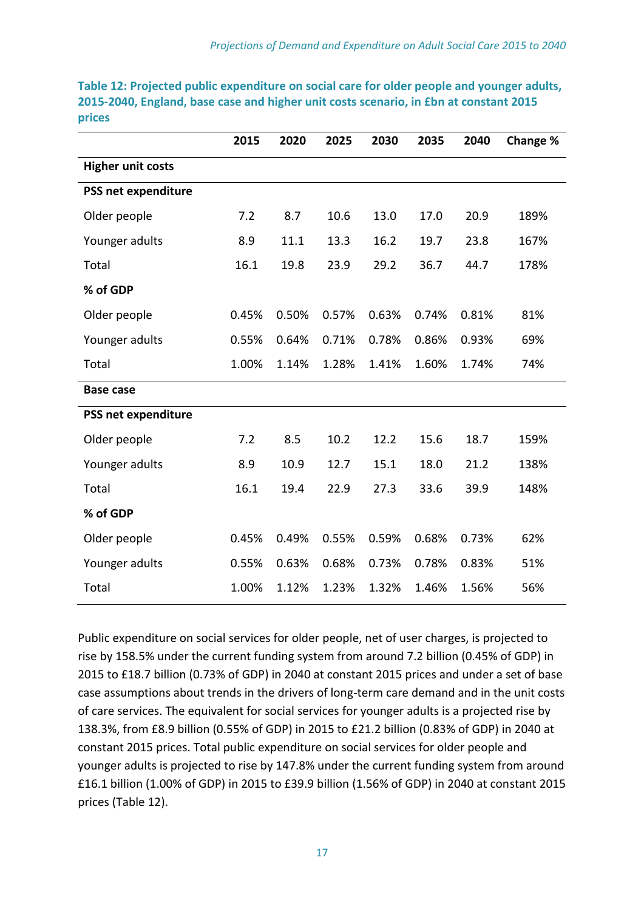**Table 12: Projected public expenditure on social care for older people and younger adults, 2015-2040, England, base case and higher unit costs scenario, in £bn at constant 2015 prices**

| | 2015 | 2020 | 2025 | 2030 | 2035 | 2040 | Change % |
|---|---|---|---|---|---|---|---|
| **Higher unit costs** | | | | | | | |
| **PSS net expenditure** | | | | | | | |
| Older people | 7.2 | 8.7 | 10.6 | 13.0 | 17.0 | 20.9 | 189% |
| Younger adults | 8.9 | 11.1 | 13.3 | 16.2 | 19.7 | 23.8 | 167% |
| Total | 16.1 | 19.8 | 23.9 | 29.2 | 36.7 | 44.7 | 178% |
| **% of GDP** | | | | | | | |
| Older people | 0.45% | 0.50% | 0.57% | 0.63% | 0.74% | 0.81% | 81% |
| Younger adults | 0.55% | 0.64% | 0.71% | 0.78% | 0.86% | 0.93% | 69% |
| Total | 1.00% | 1.14% | 1.28% | 1.41% | 1.60% | 1.74% | 74% |
| **Base case** | | | | | | | |
| **PSS net expenditure** | | | | | | | |
| Older people | 7.2 | 8.5 | 10.2 | 12.2 | 15.6 | 18.7 | 159% |
| Younger adults | 8.9 | 10.9 | 12.7 | 15.1 | 18.0 | 21.2 | 138% |
| Total | 16.1 | 19.4 | 22.9 | 27.3 | 33.6 | 39.9 | 148% |
| **% of GDP** | | | | | | | |
| Older people | 0.45% | 0.49% | 0.55% | 0.59% | 0.68% | 0.73% | 62% |
| Younger adults | 0.55% | 0.63% | 0.68% | 0.73% | 0.78% | 0.83% | 51% |
| Total | 1.00% | 1.12% | 1.23% | 1.32% | 1.46% | 1.56% | 56% |

Public expenditure on social services for older people, net of user charges, is projected to rise by 158.5% under the current funding system from around 7.2 billion (0.45% of GDP) in 2015 to £18.7 billion (0.73% of GDP) in 2040 at constant 2015 prices and under a set of base case assumptions about trends in the drivers of long-term care demand and in the unit costs of care services. The equivalent for social services for younger adults is a projected rise by 138.3%, from £8.9 billion (0.55% of GDP) in 2015 to £21.2 billion (0.83% of GDP) in 2040 at constant 2015 prices. Total public expenditure on social services for older people and younger adults is projected to rise by 147.8% under the current funding system from around £16.1 billion (1.00% of GDP) in 2015 to £39.9 billion (1.56% of GDP) in 2040 at constant 2015 prices (Table 12).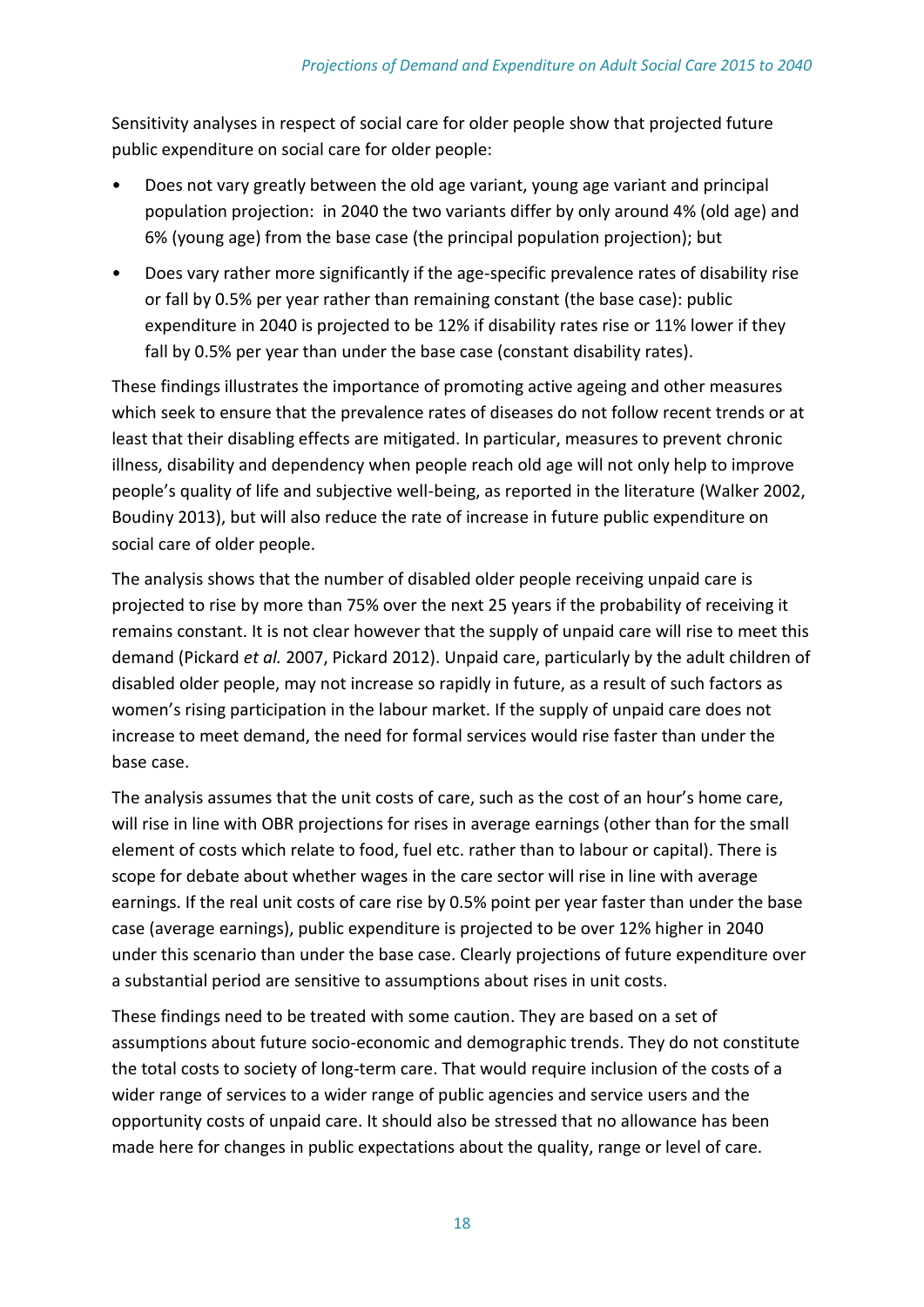Sensitivity analyses in respect of social care for older people show that projected future public expenditure on social care for older people:

- Does not vary greatly between the old age variant, young age variant and principal population projection: in 2040 the two variants differ by only around 4% (old age) and 6% (young age) from the base case (the principal population projection); but
- Does vary rather more significantly if the age-specific prevalence rates of disability rise or fall by 0.5% per year rather than remaining constant (the base case): public expenditure in 2040 is projected to be 12% if disability rates rise or 11% lower if they fall by 0.5% per year than under the base case (constant disability rates).

These findings illustrates the importance of promoting active ageing and other measures which seek to ensure that the prevalence rates of diseases do not follow recent trends or at least that their disabling effects are mitigated. In particular, measures to prevent chronic illness, disability and dependency when people reach old age will not only help to improve people's quality of life and subjective well-being, as reported in the literature (Walker 2002, Boudiny 2013), but will also reduce the rate of increase in future public expenditure on social care of older people.

The analysis shows that the number of disabled older people receiving unpaid care is projected to rise by more than 75% over the next 25 years if the probability of receiving it remains constant. It is not clear however that the supply of unpaid care will rise to meet this demand (Pickard *et al.* 2007, Pickard 2012). Unpaid care, particularly by the adult children of disabled older people, may not increase so rapidly in future, as a result of such factors as women's rising participation in the labour market. If the supply of unpaid care does not increase to meet demand, the need for formal services would rise faster than under the base case.

The analysis assumes that the unit costs of care, such as the cost of an hour's home care, will rise in line with OBR projections for rises in average earnings (other than for the small element of costs which relate to food, fuel etc. rather than to labour or capital). There is scope for debate about whether wages in the care sector will rise in line with average earnings. If the real unit costs of care rise by 0.5% point per year faster than under the base case (average earnings), public expenditure is projected to be over 12% higher in 2040 under this scenario than under the base case. Clearly projections of future expenditure over a substantial period are sensitive to assumptions about rises in unit costs.

These findings need to be treated with some caution. They are based on a set of assumptions about future socio-economic and demographic trends. They do not constitute the total costs to society of long-term care. That would require inclusion of the costs of a wider range of services to a wider range of public agencies and service users and the opportunity costs of unpaid care. It should also be stressed that no allowance has been made here for changes in public expectations about the quality, range or level of care.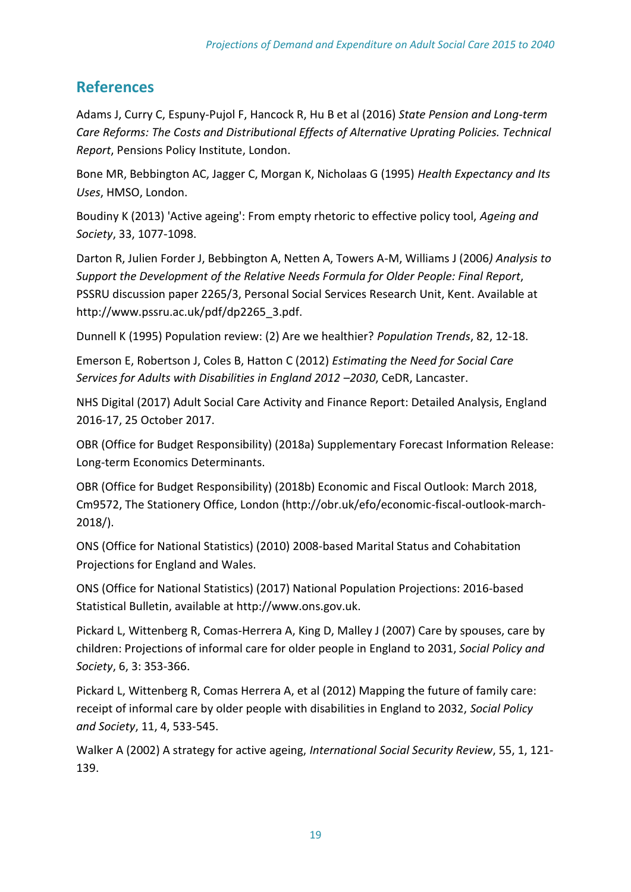## References

Adams J, Curry C, Espuny-Pujol F, Hancock R, Hu B et al (2016) *State Pension and Long-term Care Reforms: The Costs and Distributional Effects of Alternative Uprating Policies. Technical Report*, Pensions Policy Institute, London.

Bone MR, Bebbington AC, Jagger C, Morgan K, Nicholaas G (1995) *Health Expectancy and Its Uses*, HMSO, London.

Boudiny K (2013) 'Active ageing': From empty rhetoric to effective policy tool, *Ageing and Society*, 33, 1077-1098.

Darton R, Julien Forder J, Bebbington A, Netten A, Towers A-M, Williams J (2006*) Analysis to Support the Development of the Relative Needs Formula for Older People: Final Report*, PSSRU discussion paper 2265/3, Personal Social Services Research Unit, Kent. Available at http://www.pssru.ac.uk/pdf/dp2265_3.pdf.

Dunnell K (1995) Population review: (2) Are we healthier? *Population Trends*, 82, 12-18.

Emerson E, Robertson J, Coles B, Hatton C (2012) *Estimating the Need for Social Care Services for Adults with Disabilities in England 2012 –2030*, CeDR, Lancaster.

NHS Digital (2017) Adult Social Care Activity and Finance Report: Detailed Analysis, England 2016-17, 25 October 2017.

OBR (Office for Budget Responsibility) (2018a) Supplementary Forecast Information Release: Long-term Economics Determinants.

OBR (Office for Budget Responsibility) (2018b) Economic and Fiscal Outlook: March 2018, Cm9572, The Stationery Office, London (http://obr.uk/efo/economic-fiscal-outlook-march-2018/).

ONS (Office for National Statistics) (2010) 2008-based Marital Status and Cohabitation Projections for England and Wales.

ONS (Office for National Statistics) (2017) National Population Projections: 2016-based Statistical Bulletin, available at http://www.ons.gov.uk.

Pickard L, Wittenberg R, Comas-Herrera A, King D, Malley J (2007) Care by spouses, care by children: Projections of informal care for older people in England to 2031, *Social Policy and Society*, 6, 3: 353-366.

Pickard L, Wittenberg R, Comas Herrera A, et al (2012) Mapping the future of family care: receipt of informal care by older people with disabilities in England to 2032, *Social Policy and Society*, 11, 4, 533-545.

Walker A (2002) A strategy for active ageing, *International Social Security Review*, 55, 1, 121-139.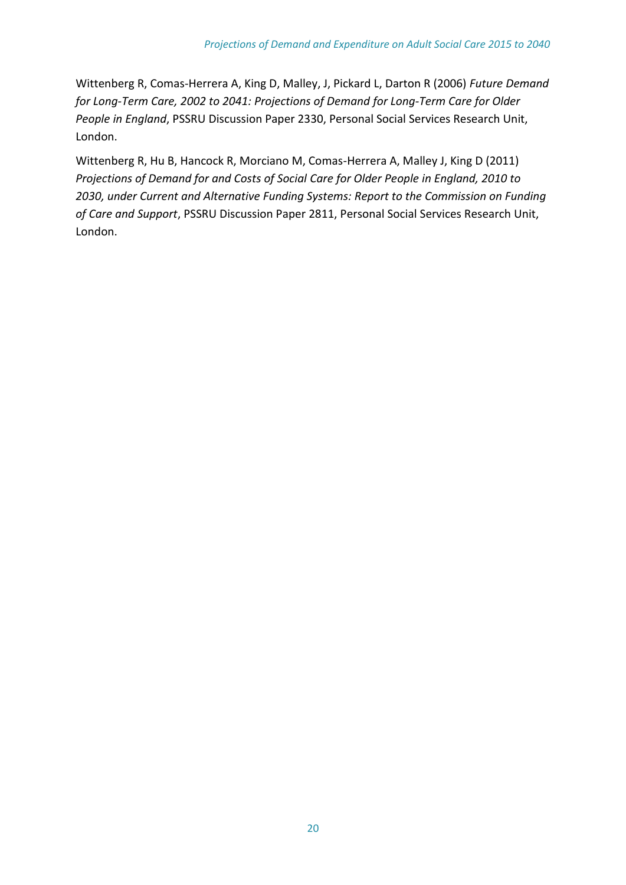Wittenberg R, Comas-Herrera A, King D, Malley, J, Pickard L, Darton R (2006) *Future Demand for Long-Term Care, 2002 to 2041: Projections of Demand for Long-Term Care for Older People in England*, PSSRU Discussion Paper 2330, Personal Social Services Research Unit, London.

Wittenberg R, Hu B, Hancock R, Morciano M, Comas-Herrera A, Malley J, King D (2011) *Projections of Demand for and Costs of Social Care for Older People in England, 2010 to 2030, under Current and Alternative Funding Systems: Report to the Commission on Funding of Care and Support*, PSSRU Discussion Paper 2811, Personal Social Services Research Unit, London.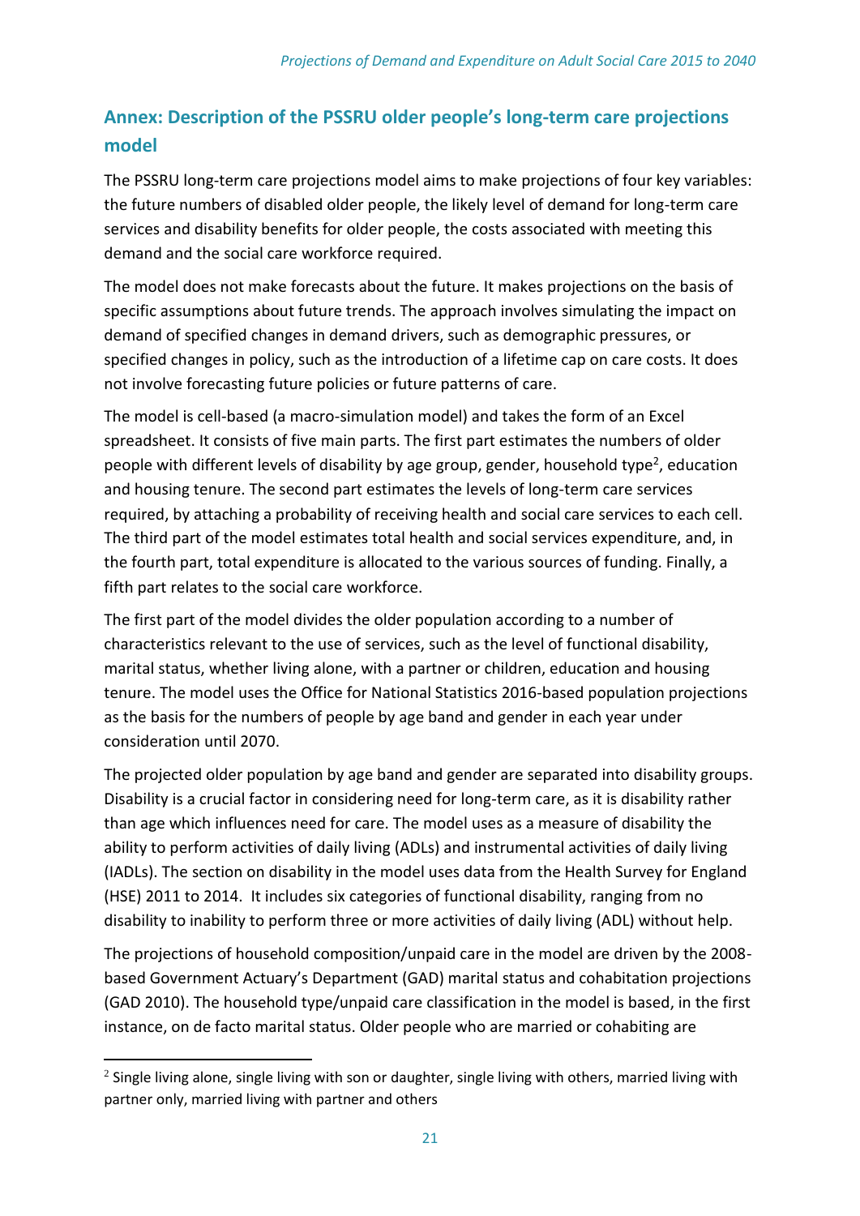## Annex: Description of the PSSRU older people's long-term care projections model

The PSSRU long-term care projections model aims to make projections of four key variables: the future numbers of disabled older people, the likely level of demand for long-term care services and disability benefits for older people, the costs associated with meeting this demand and the social care workforce required.

The model does not make forecasts about the future. It makes projections on the basis of specific assumptions about future trends. The approach involves simulating the impact on demand of specified changes in demand drivers, such as demographic pressures, or specified changes in policy, such as the introduction of a lifetime cap on care costs. It does not involve forecasting future policies or future patterns of care.

The model is cell-based (a macro-simulation model) and takes the form of an Excel spreadsheet. It consists of five main parts. The first part estimates the numbers of older people with different levels of disability by age group, gender, household type[2], education and housing tenure. The second part estimates the levels of long-term care services required, by attaching a probability of receiving health and social care services to each cell. The third part of the model estimates total health and social services expenditure, and, in the fourth part, total expenditure is allocated to the various sources of funding. Finally, a fifth part relates to the social care workforce.

The first part of the model divides the older population according to a number of characteristics relevant to the use of services, such as the level of functional disability, marital status, whether living alone, with a partner or children, education and housing tenure. The model uses the Office for National Statistics 2016-based population projections as the basis for the numbers of people by age band and gender in each year under consideration until 2070.

The projected older population by age band and gender are separated into disability groups. Disability is a crucial factor in considering need for long-term care, as it is disability rather than age which influences need for care. The model uses as a measure of disability the ability to perform activities of daily living (ADLs) and instrumental activities of daily living (IADLs). The section on disability in the model uses data from the Health Survey for England (HSE) 2011 to 2014. It includes six categories of functional disability, ranging from no disability to inability to perform three or more activities of daily living (ADL) without help.

The projections of household composition/unpaid care in the model are driven by the 2008-based Government Actuary's Department (GAD) marital status and cohabitation projections (GAD 2010). The household type/unpaid care classification in the model is based, in the first instance, on de facto marital status. Older people who are married or cohabiting are

[2] Single living alone, single living with son or daughter, single living with others, married living with partner only, married living with partner and others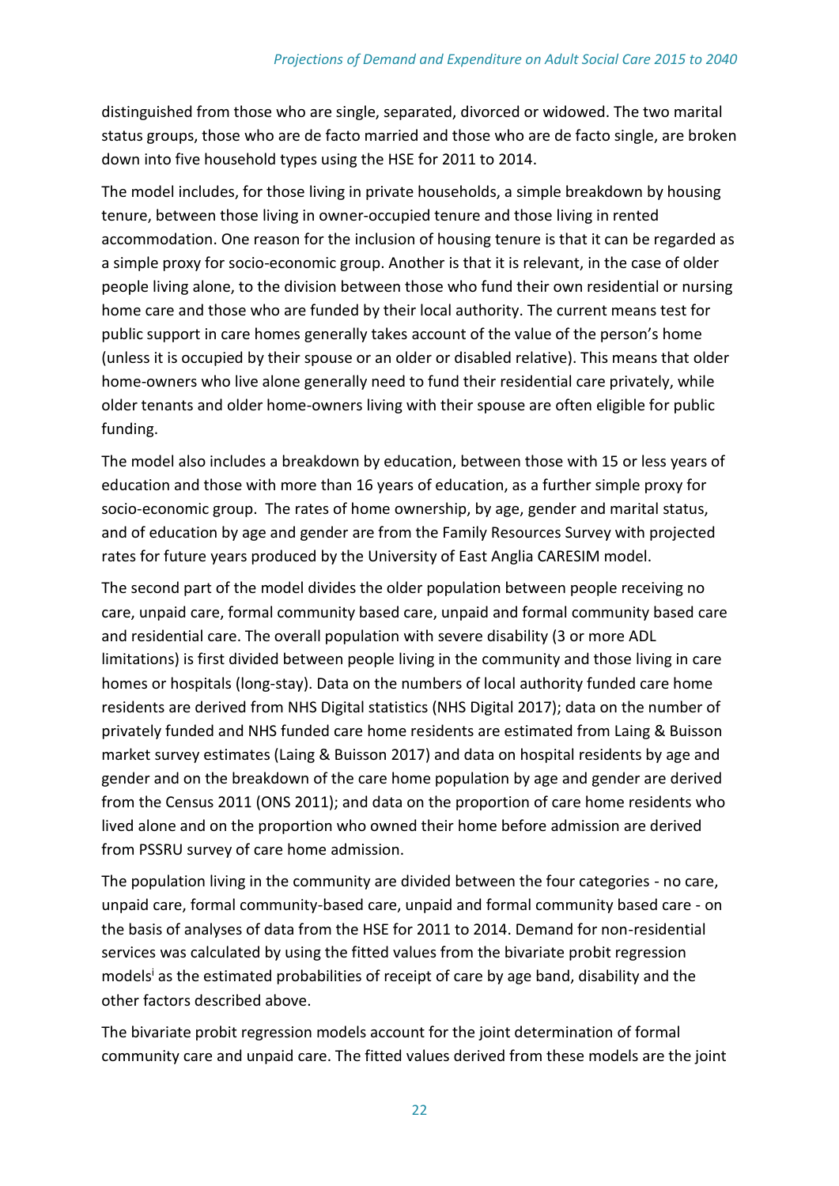distinguished from those who are single, separated, divorced or widowed. The two marital status groups, those who are de facto married and those who are de facto single, are broken down into five household types using the HSE for 2011 to 2014.

The model includes, for those living in private households, a simple breakdown by housing tenure, between those living in owner-occupied tenure and those living in rented accommodation. One reason for the inclusion of housing tenure is that it can be regarded as a simple proxy for socio-economic group. Another is that it is relevant, in the case of older people living alone, to the division between those who fund their own residential or nursing home care and those who are funded by their local authority. The current means test for public support in care homes generally takes account of the value of the person's home (unless it is occupied by their spouse or an older or disabled relative). This means that older home-owners who live alone generally need to fund their residential care privately, while older tenants and older home-owners living with their spouse are often eligible for public funding.

The model also includes a breakdown by education, between those with 15 or less years of education and those with more than 16 years of education, as a further simple proxy for socio-economic group. The rates of home ownership, by age, gender and marital status, and of education by age and gender are from the Family Resources Survey with projected rates for future years produced by the University of East Anglia CARESIM model.

The second part of the model divides the older population between people receiving no care, unpaid care, formal community based care, unpaid and formal community based care and residential care. The overall population with severe disability (3 or more ADL limitations) is first divided between people living in the community and those living in care homes or hospitals (long-stay). Data on the numbers of local authority funded care home residents are derived from NHS Digital statistics (NHS Digital 2017); data on the number of privately funded and NHS funded care home residents are estimated from Laing & Buisson market survey estimates (Laing & Buisson 2017) and data on hospital residents by age and gender and on the breakdown of the care home population by age and gender are derived from the Census 2011 (ONS 2011); and data on the proportion of care home residents who lived alone and on the proportion who owned their home before admission are derived from PSSRU survey of care home admission.

The population living in the community are divided between the four categories - no care, unpaid care, formal community-based care, unpaid and formal community based care - on the basis of analyses of data from the HSE for 2011 to 2014. Demand for non-residential services was calculated by using the fitted values from the bivariate probit regression models[i] as the estimated probabilities of receipt of care by age band, disability and the other factors described above.

The bivariate probit regression models account for the joint determination of formal community care and unpaid care. The fitted values derived from these models are the joint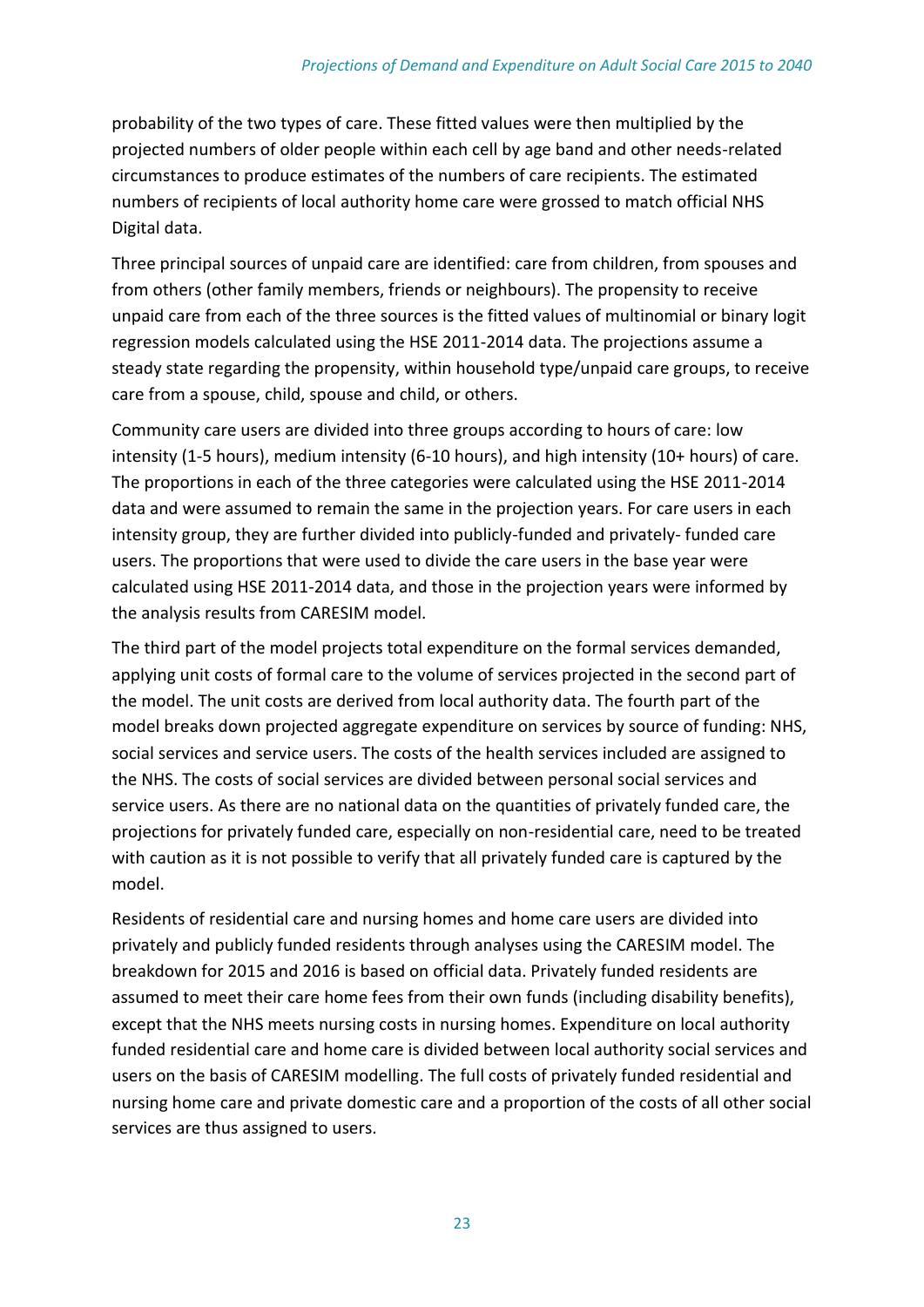probability of the two types of care. These fitted values were then multiplied by the projected numbers of older people within each cell by age band and other needs-related circumstances to produce estimates of the numbers of care recipients. The estimated numbers of recipients of local authority home care were grossed to match official NHS Digital data.

Three principal sources of unpaid care are identified: care from children, from spouses and from others (other family members, friends or neighbours). The propensity to receive unpaid care from each of the three sources is the fitted values of multinomial or binary logit regression models calculated using the HSE 2011-2014 data. The projections assume a steady state regarding the propensity, within household type/unpaid care groups, to receive care from a spouse, child, spouse and child, or others.

Community care users are divided into three groups according to hours of care: low intensity (1-5 hours), medium intensity (6-10 hours), and high intensity (10+ hours) of care. The proportions in each of the three categories were calculated using the HSE 2011-2014 data and were assumed to remain the same in the projection years. For care users in each intensity group, they are further divided into publicly-funded and privately- funded care users. The proportions that were used to divide the care users in the base year were calculated using HSE 2011-2014 data, and those in the projection years were informed by the analysis results from CARESIM model.

The third part of the model projects total expenditure on the formal services demanded, applying unit costs of formal care to the volume of services projected in the second part of the model. The unit costs are derived from local authority data. The fourth part of the model breaks down projected aggregate expenditure on services by source of funding: NHS, social services and service users. The costs of the health services included are assigned to the NHS. The costs of social services are divided between personal social services and service users. As there are no national data on the quantities of privately funded care, the projections for privately funded care, especially on non-residential care, need to be treated with caution as it is not possible to verify that all privately funded care is captured by the model.

Residents of residential care and nursing homes and home care users are divided into privately and publicly funded residents through analyses using the CARESIM model. The breakdown for 2015 and 2016 is based on official data. Privately funded residents are assumed to meet their care home fees from their own funds (including disability benefits), except that the NHS meets nursing costs in nursing homes. Expenditure on local authority funded residential care and home care is divided between local authority social services and users on the basis of CARESIM modelling. The full costs of privately funded residential and nursing home care and private domestic care and a proportion of the costs of all other social services are thus assigned to users.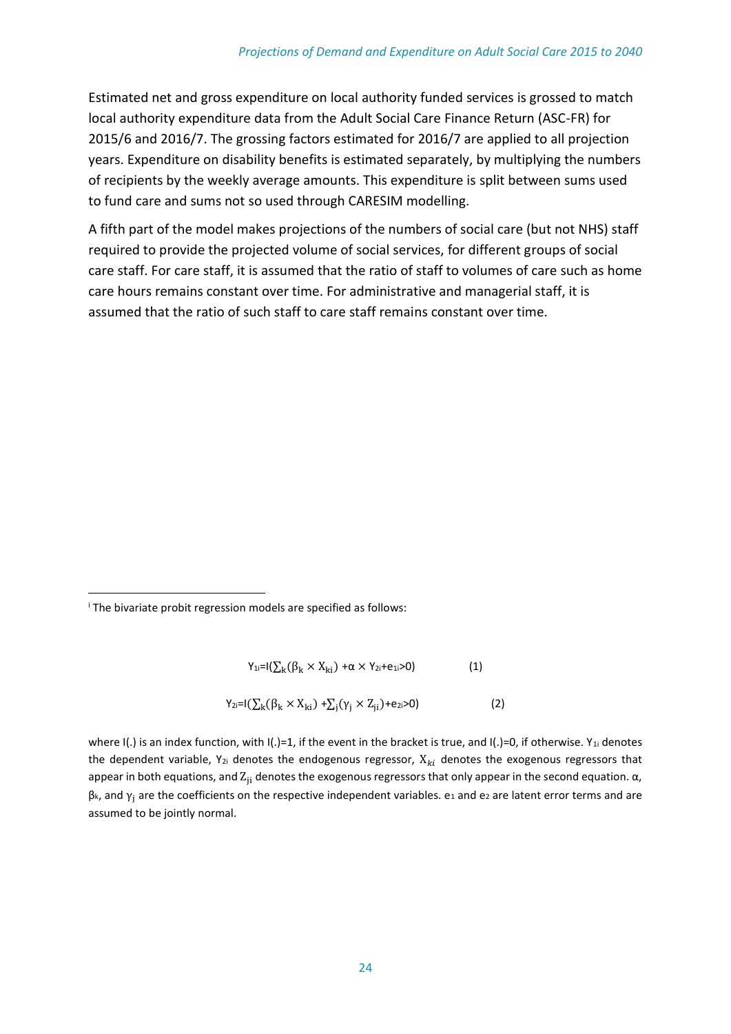Estimated net and gross expenditure on local authority funded services is grossed to match local authority expenditure data from the Adult Social Care Finance Return (ASC-FR) for 2015/6 and 2016/7. The grossing factors estimated for 2016/7 are applied to all projection years. Expenditure on disability benefits is estimated separately, by multiplying the numbers of recipients by the weekly average amounts. This expenditure is split between sums used to fund care and sums not so used through CARESIM modelling.

A fifth part of the model makes projections of the numbers of social care (but not NHS) staff required to provide the projected volume of social services, for different groups of social care staff. For care staff, it is assumed that the ratio of staff to volumes of care such as home care hours remains constant over time. For administrative and managerial staff, it is assumed that the ratio of such staff to care staff remains constant over time.

---

[i] The bivariate probit regression models are specified as follows:

$$Y_{1i}=I\left(\sum_k(\beta_k \times X_{ki}) + \alpha \times Y_{2i} + e_{1i} > 0\right) \qquad (1)$$

$$Y_{2i}=I\left(\sum_k(\beta_k \times X_{ki}) + \sum_j(\gamma_j \times Z_{ji}) + e_{2i} > 0\right) \qquad (2)$$

where I(.) is an index function, with I(.)=1, if the event in the bracket is true, and I(.)=0, if otherwise. $Y_{1i}$ denotes the dependent variable, $Y_{2i}$ denotes the endogenous regressor, $X_{ki}$ denotes the exogenous regressors that appear in both equations, and $Z_{ji}$ denotes the exogenous regressors that only appear in the second equation. $\alpha$, $\beta_k$, and $\gamma_j$ are the coefficients on the respective independent variables. $e_1$ and $e_2$ are latent error terms and are assumed to be jointly normal.